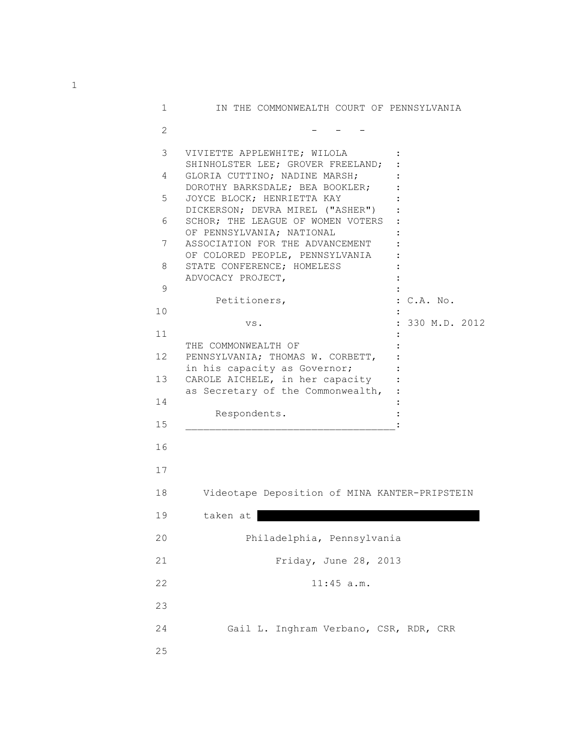IN THE COMMONWEALTH COURT OF PENNSYLVANIA

\- - -

VIVIETTE APPLEWHITE; WILOLA SHINHOLSTER LEE; GROVER FREELAND; GLORIA CUTTINO; NADINE MARSH; DOROTHY BARKSDALE; BEA BOOKLER; JOYCE BLOCK; HENRIETTA KAY DICKERSON; DEVRA MIREL ("ASHER") SCHOR; THE LEAGUE OF WOMEN VOTERS OF PENNSYLVANIA; NATIONAL ASSOCIATION FOR THE ADVANCEMENT OF COLORED PEOPLE, PENNSYLVANIA STATE CONFERENCE; HOMELESS ADVOCACY PROJECT,

Petitioners,

vs.

THE COMMONWEALTH OF PENNSYLVANIA; THOMAS W. CORBETT, in his capacity as Governor; CAROLE AICHELE, in her capacity as Secretary of the Commonwealth,

Respondents.

C.A. No. 330 M.D. 2012

Videotape Deposition of MINA KANTER-PRIPSTEIN

taken at [REDACTED]

Philadelphia, Pennsylvania

Friday, June 28, 2013

11:45 a.m.

Gail L. Inghram Verbano, CSR, RDR, CRR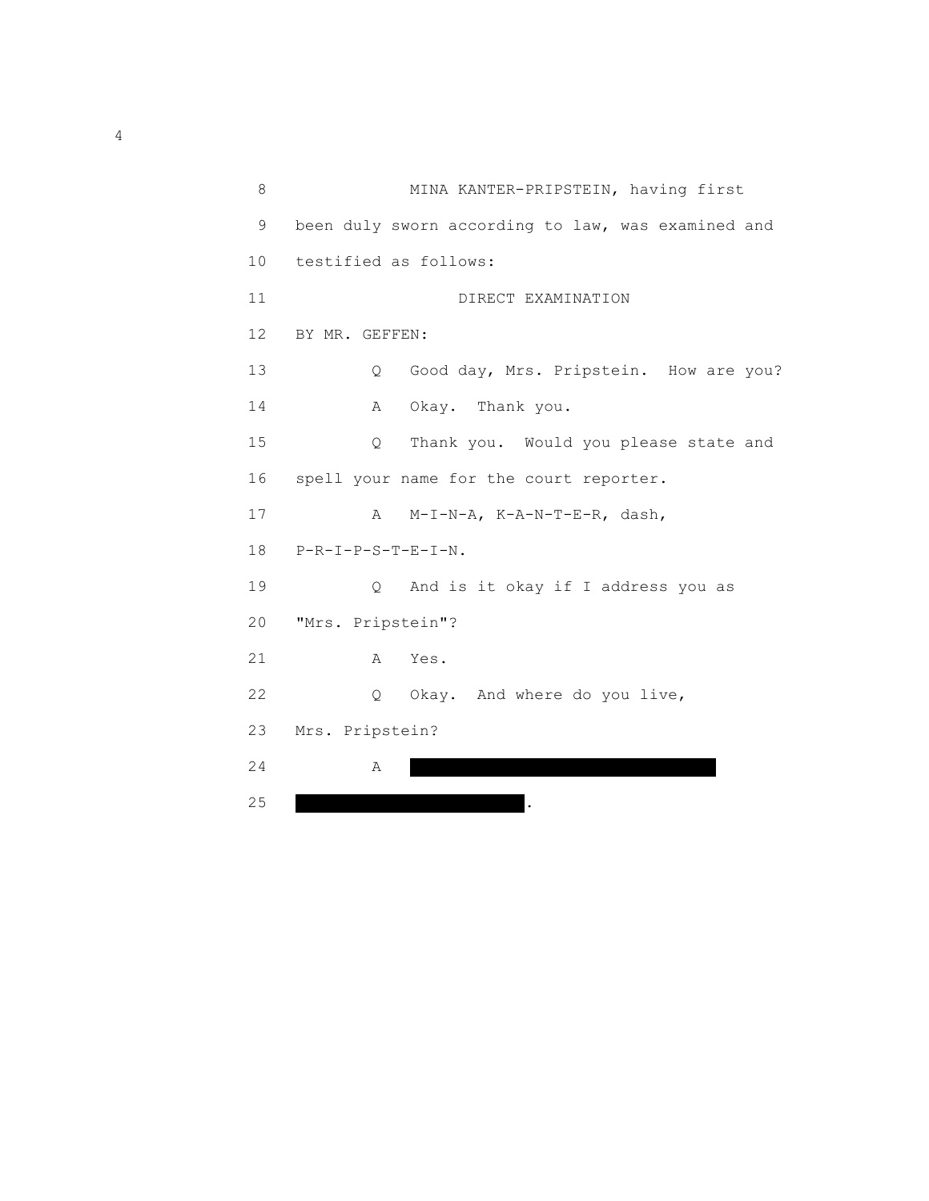8 MINA KANTER-PRIPSTEIN, having first

9 been duly sworn according to law, was examined and

10 testified as follows:

11 DIRECT EXAMINATION

12 BY MR. GEFFEN:

13 Q Good day, Mrs. Pripstein. How are you?

14 A Okay. Thank you.

15 Q Thank you. Would you please state and

16 spell your name for the court reporter.

17 A M-I-N-A, K-A-N-T-E-R, dash,

18 P-R-I-P-S-T-E-I-N.

19 Q And is it okay if I address you as

20 "Mrs. Pripstein"?

21 A Yes.

22 Q Okay. And where do you live,

23 Mrs. Pripstein?

24 A [REDACTED]

25 [REDACTED].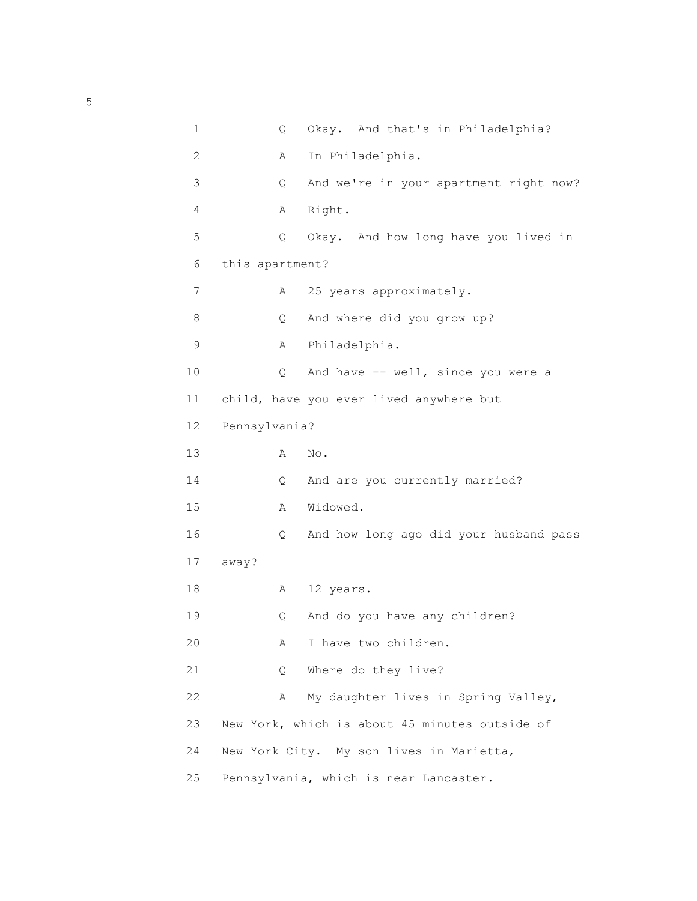1 Q Okay. And that's in Philadelphia?

2 A In Philadelphia.

3 Q And we're in your apartment right now?

4 A Right.

5 Q Okay. And how long have you lived in

6 this apartment?

7 A 25 years approximately.

8 Q And where did you grow up?

9 A Philadelphia.

10 Q And have -- well, since you were a

11 child, have you ever lived anywhere but

12 Pennsylvania?

13 A No.

14 Q And are you currently married?

15 A Widowed.

16 Q And how long ago did your husband pass

17 away?

18 A 12 years.

19 Q And do you have any children?

20 A I have two children.

21 Q Where do they live?

22 A My daughter lives in Spring Valley,

23 New York, which is about 45 minutes outside of

24 New York City. My son lives in Marietta,

25 Pennsylvania, which is near Lancaster.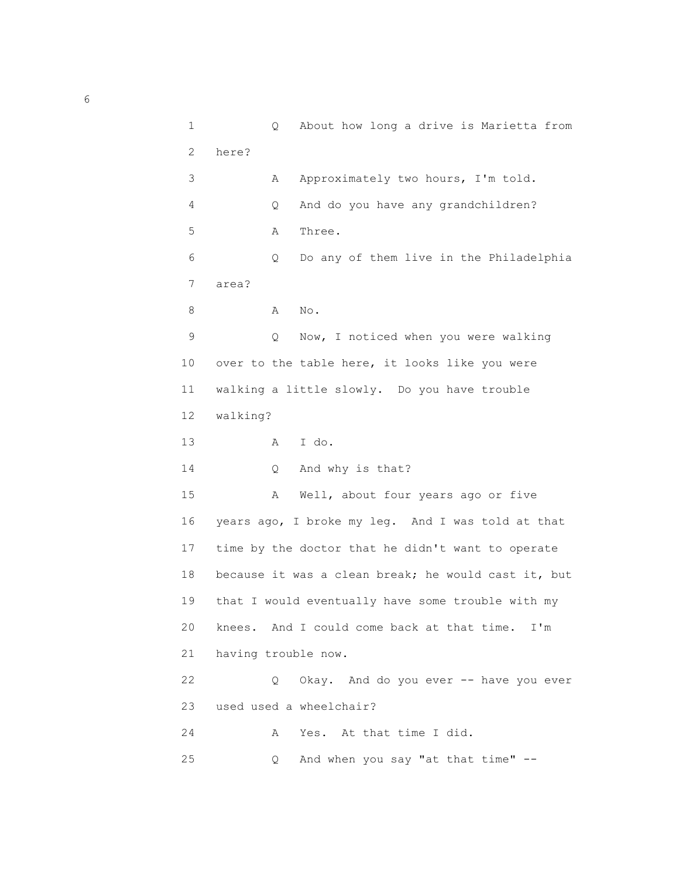1 Q About how long a drive is Marietta from

2 here?

3 A Approximately two hours, I'm told.

4 Q And do you have any grandchildren?

5 A Three.

6 Q Do any of them live in the Philadelphia

7 area?

8 A No.

9 Q Now, I noticed when you were walking

10 over to the table here, it looks like you were

11 walking a little slowly. Do you have trouble

12 walking?

13 A I do.

14 Q And why is that?

15 A Well, about four years ago or five

16 years ago, I broke my leg. And I was told at that

17 time by the doctor that he didn't want to operate

18 because it was a clean break; he would cast it, but

19 that I would eventually have some trouble with my

20 knees. And I could come back at that time. I'm

21 having trouble now.

22 Q Okay. And do you ever -- have you ever

23 used used a wheelchair?

24 A Yes. At that time I did.

25 Q And when you say "at that time" --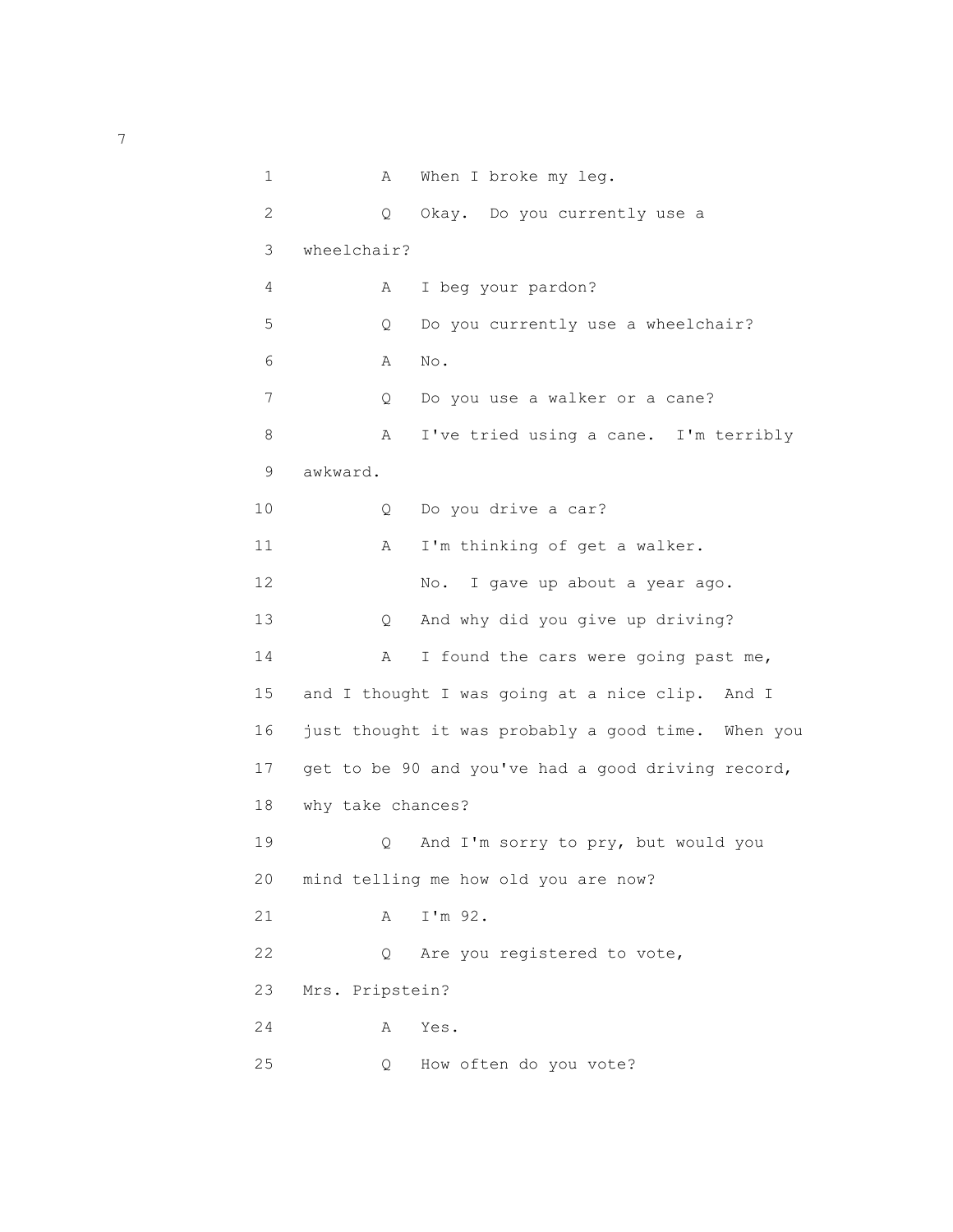1 A When I broke my leg.

2 Q Okay. Do you currently use a

3 wheelchair?

4 A I beg your pardon?

5 Q Do you currently use a wheelchair?

6 A No.

7 Q Do you use a walker or a cane?

8 A I've tried using a cane. I'm terribly

9 awkward.

10 Q Do you drive a car?

11 A I'm thinking of get a walker.

12 No. I gave up about a year ago.

13 Q And why did you give up driving?

14 A I found the cars were going past me,

15 and I thought I was going at a nice clip. And I

16 just thought it was probably a good time. When you

17 get to be 90 and you've had a good driving record,

18 why take chances?

19 Q And I'm sorry to pry, but would you

20 mind telling me how old you are now?

21 A I'm 92.

22 Q Are you registered to vote,

23 Mrs. Pripstein?

24 A Yes.

25 Q How often do you vote?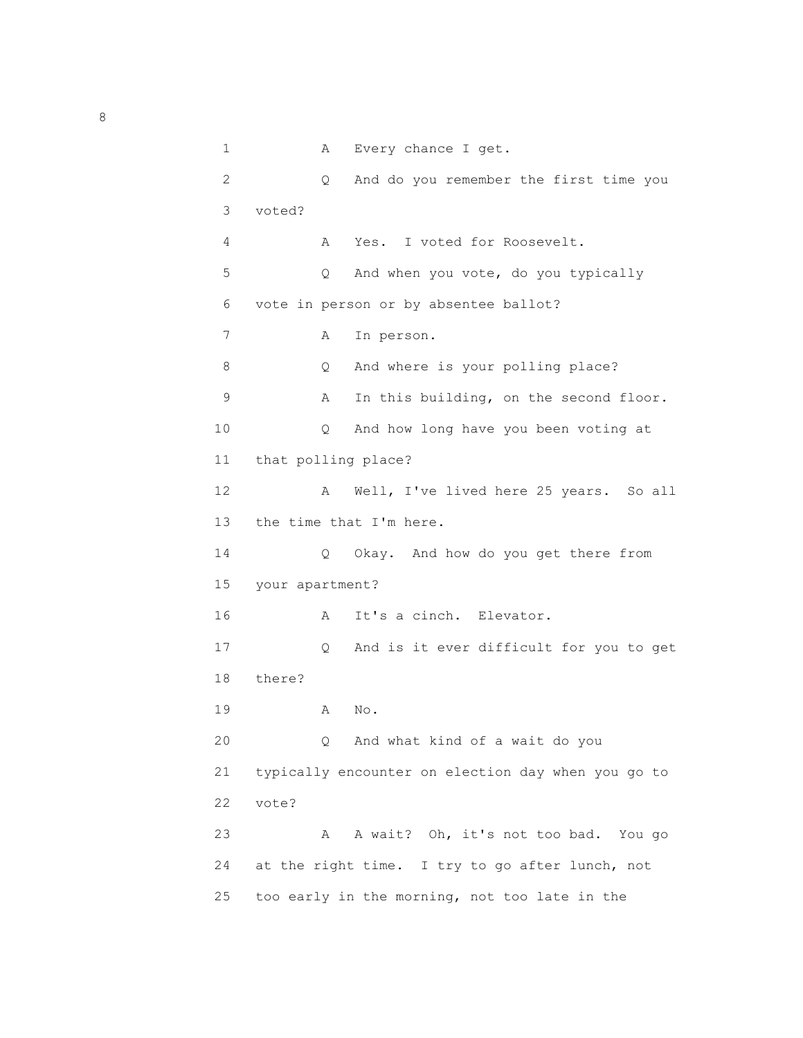1 A Every chance I get.

2 Q And do you remember the first time you

3 voted?

4 A Yes. I voted for Roosevelt.

5 Q And when you vote, do you typically

6 vote in person or by absentee ballot?

7 A In person.

8 Q And where is your polling place?

9 A In this building, on the second floor.

10 Q And how long have you been voting at

11 that polling place?

12 A Well, I've lived here 25 years. So all

13 the time that I'm here.

14 Q Okay. And how do you get there from

15 your apartment?

16 A It's a cinch. Elevator.

17 Q And is it ever difficult for you to get

18 there?

19 A No.

20 Q And what kind of a wait do you

21 typically encounter on election day when you go to

22 vote?

23 A A wait? Oh, it's not too bad. You go

24 at the right time. I try to go after lunch, not

25 too early in the morning, not too late in the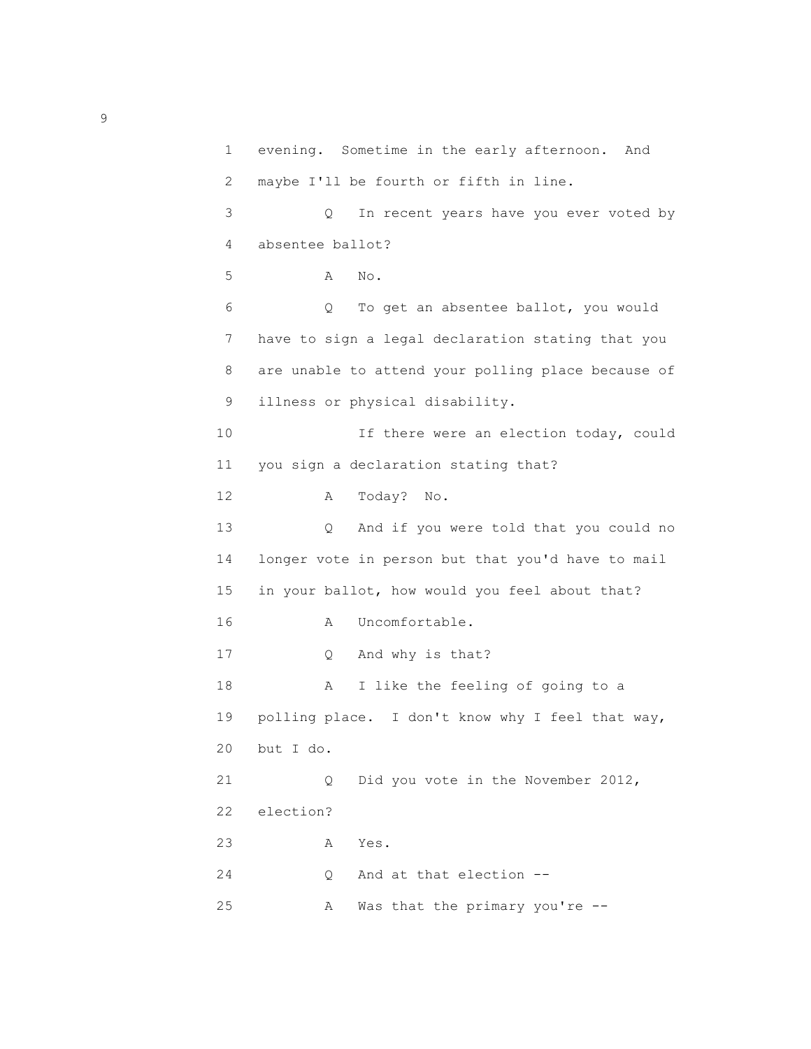1 evening. Sometime in the early afternoon. And
2 maybe I'll be fourth or fifth in line.
3 Q In recent years have you ever voted by
4 absentee ballot?
5 A No.
6 Q To get an absentee ballot, you would
7 have to sign a legal declaration stating that you
8 are unable to attend your polling place because of
9 illness or physical disability.
10 If there were an election today, could
11 you sign a declaration stating that?
12 A Today? No.
13 Q And if you were told that you could no
14 longer vote in person but that you'd have to mail
15 in your ballot, how would you feel about that?
16 A Uncomfortable.
17 Q And why is that?
18 A I like the feeling of going to a
19 polling place. I don't know why I feel that way,
20 but I do.
21 Q Did you vote in the November 2012,
22 election?
23 A Yes.
24 Q And at that election --
25 A Was that the primary you're --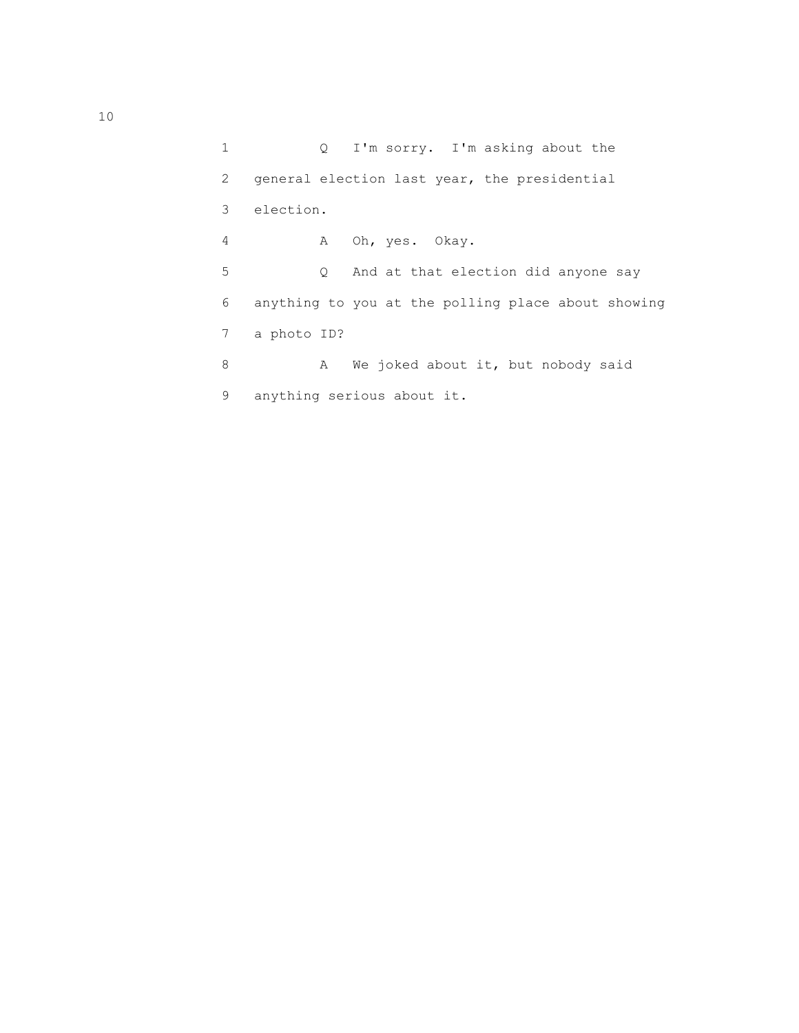1 Q I'm sorry. I'm asking about the

2 general election last year, the presidential

3 election.

4 A Oh, yes. Okay.

5 Q And at that election did anyone say

6 anything to you at the polling place about showing

7 a photo ID?

8 A We joked about it, but nobody said

9 anything serious about it.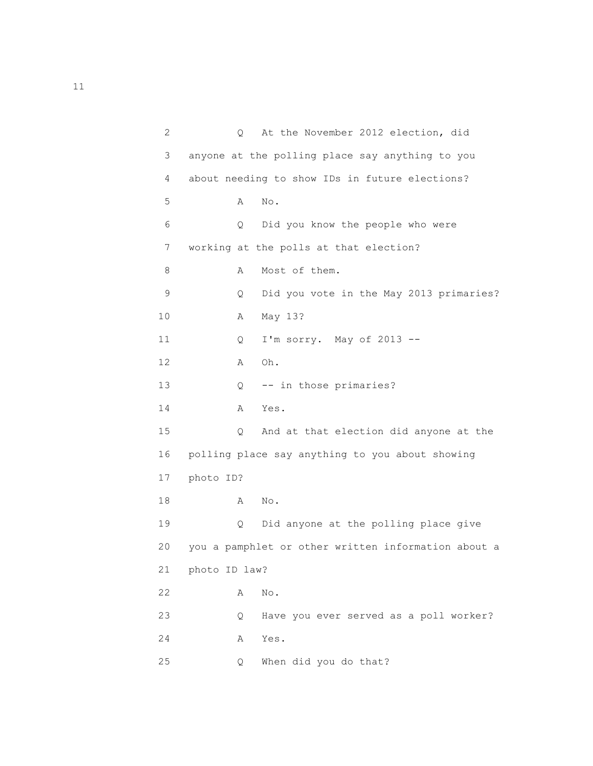2 Q At the November 2012 election, did
3 anyone at the polling place say anything to you
4 about needing to show IDs in future elections?
5 A No.
6 Q Did you know the people who were
7 working at the polls at that election?
8 A Most of them.
9 Q Did you vote in the May 2013 primaries?
10 A May 13?
11 Q I'm sorry. May of 2013 --
12 A Oh.
13 Q -- in those primaries?
14 A Yes.
15 Q And at that election did anyone at the
16 polling place say anything to you about showing
17 photo ID?
18 A No.
19 Q Did anyone at the polling place give
20 you a pamphlet or other written information about a
21 photo ID law?
22 A No.
23 Q Have you ever served as a poll worker?
24 A Yes.
25 Q When did you do that?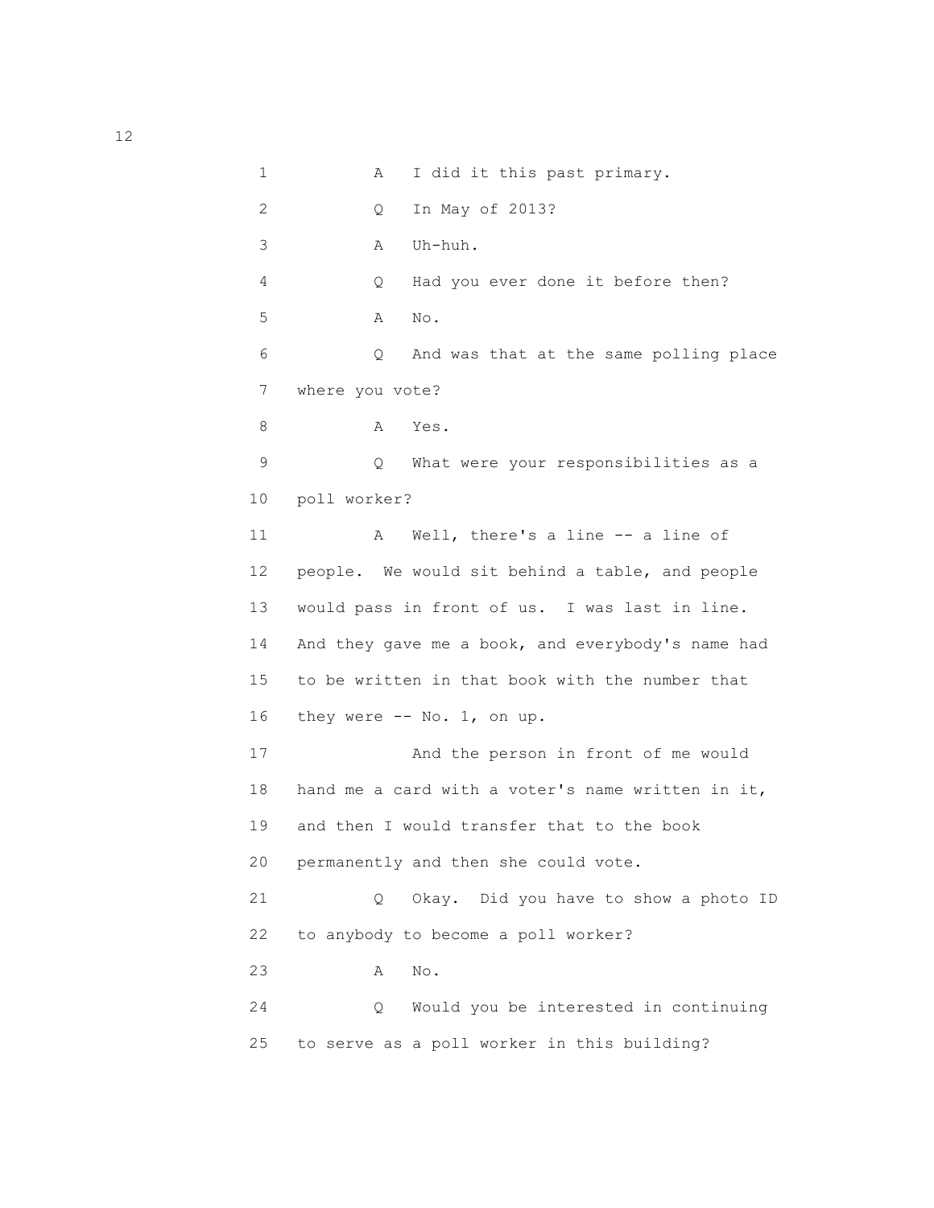1 A I did it this past primary.

2 Q In May of 2013?

3 A Uh-huh.

4 Q Had you ever done it before then?

5 A No.

6 Q And was that at the same polling place

7 where you vote?

8 A Yes.

9 Q What were your responsibilities as a

10 poll worker?

11 A Well, there's a line -- a line of

12 people. We would sit behind a table, and people

13 would pass in front of us. I was last in line.

14 And they gave me a book, and everybody's name had

15 to be written in that book with the number that

16 they were -- No. 1, on up.

17 And the person in front of me would

18 hand me a card with a voter's name written in it,

19 and then I would transfer that to the book

20 permanently and then she could vote.

21 Q Okay. Did you have to show a photo ID

22 to anybody to become a poll worker?

23 A No.

24 Q Would you be interested in continuing

25 to serve as a poll worker in this building?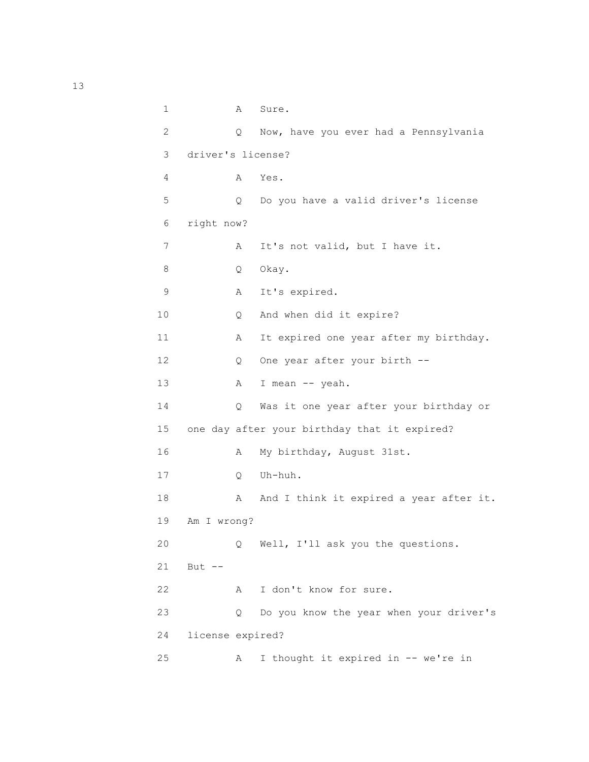1 A Sure.

2 Q Now, have you ever had a Pennsylvania

3 driver's license?

4 A Yes.

5 Q Do you have a valid driver's license

6 right now?

7 A It's not valid, but I have it.

8 Q Okay.

9 A It's expired.

10 Q And when did it expire?

11 A It expired one year after my birthday.

12 Q One year after your birth --

13 A I mean -- yeah.

14 Q Was it one year after your birthday or

15 one day after your birthday that it expired?

16 A My birthday, August 31st.

17 Q Uh-huh.

18 A And I think it expired a year after it.

19 Am I wrong?

20 Q Well, I'll ask you the questions.

21 But --

22 A I don't know for sure.

23 Q Do you know the year when your driver's

24 license expired?

25 A I thought it expired in -- we're in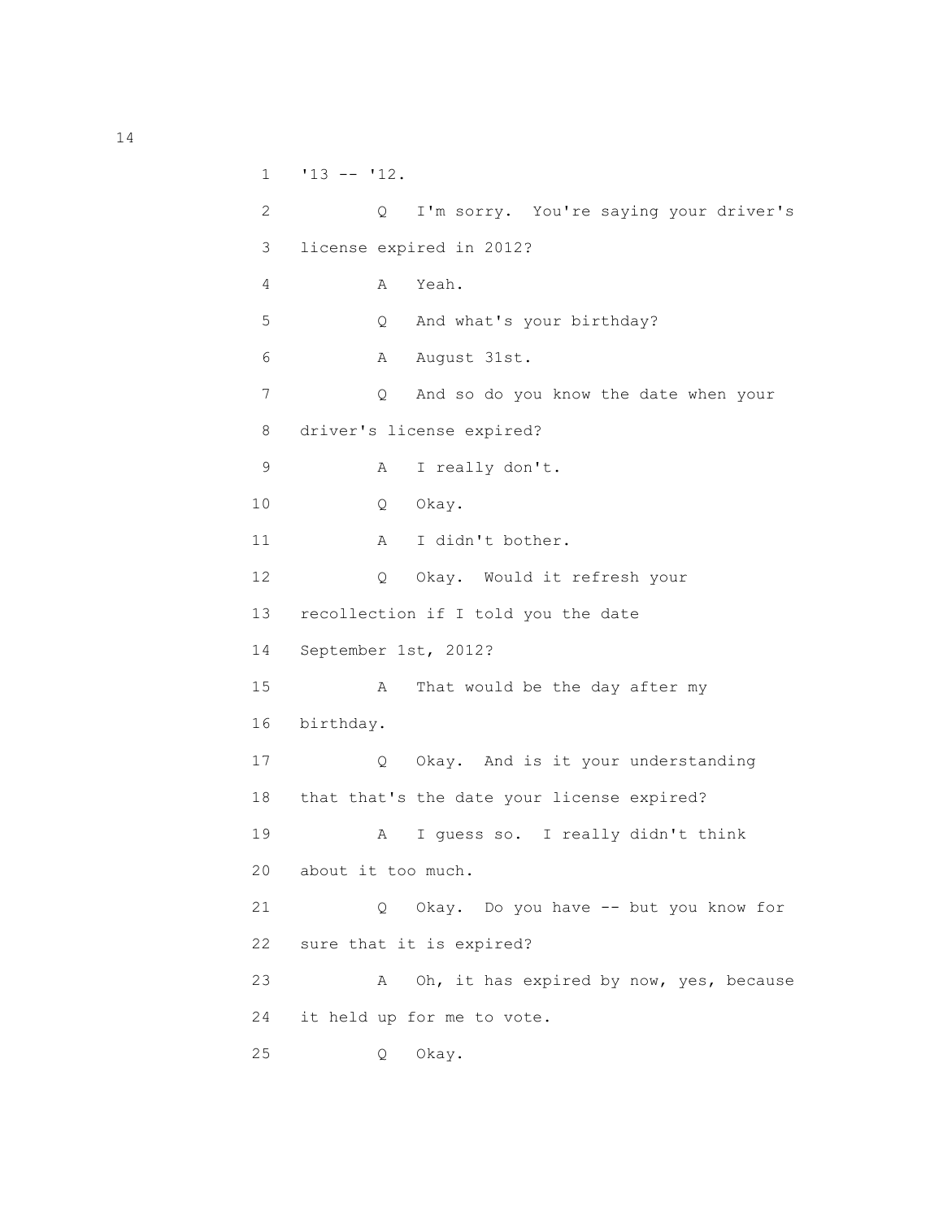1 '13 -- '12.

2 Q I'm sorry. You're saying your driver's

3 license expired in 2012?

4 A Yeah.

5 Q And what's your birthday?

6 A August 31st.

7 Q And so do you know the date when your

8 driver's license expired?

9 A I really don't.

10 Q Okay.

11 A I didn't bother.

12 Q Okay. Would it refresh your

13 recollection if I told you the date

14 September 1st, 2012?

15 A That would be the day after my

16 birthday.

17 Q Okay. And is it your understanding

18 that that's the date your license expired?

19 A I guess so. I really didn't think

20 about it too much.

21 Q Okay. Do you have -- but you know for

22 sure that it is expired?

23 A Oh, it has expired by now, yes, because

24 it held up for me to vote.

25 Q Okay.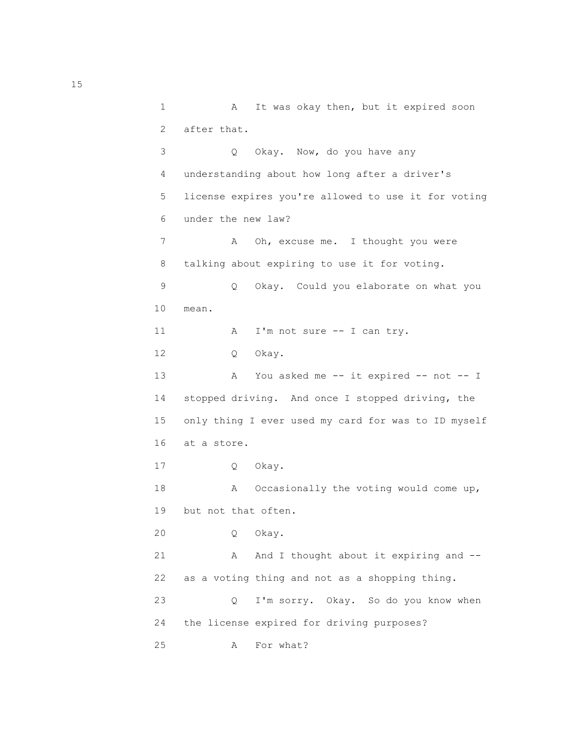1 A It was okay then, but it expired soon
2 after that.
3 Q Okay. Now, do you have any
4 understanding about how long after a driver's
5 license expires you're allowed to use it for voting
6 under the new law?
7 A Oh, excuse me. I thought you were
8 talking about expiring to use it for voting.
9 Q Okay. Could you elaborate on what you
10 mean.
11 A I'm not sure -- I can try.
12 Q Okay.
13 A You asked me -- it expired -- not -- I
14 stopped driving. And once I stopped driving, the
15 only thing I ever used my card for was to ID myself
16 at a store.
17 Q Okay.
18 A Occasionally the voting would come up,
19 but not that often.
20 Q Okay.
21 A And I thought about it expiring and --
22 as a voting thing and not as a shopping thing.
23 Q I'm sorry. Okay. So do you know when
24 the license expired for driving purposes?
25 A For what?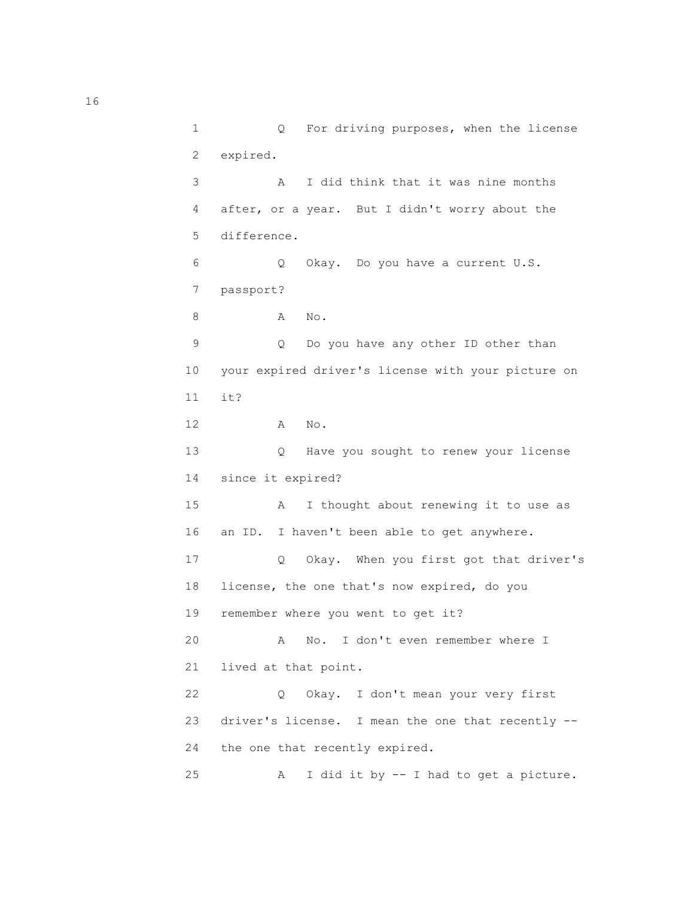1 Q For driving purposes, when the license
2 expired.
3 A I did think that it was nine months
4 after, or a year. But I didn't worry about the
5 difference.
6 Q Okay. Do you have a current U.S.
7 passport?
8 A No.
9 Q Do you have any other ID other than
10 your expired driver's license with your picture on
11 it?
12 A No.
13 Q Have you sought to renew your license
14 since it expired?
15 A I thought about renewing it to use as
16 an ID. I haven't been able to get anywhere.
17 Q Okay. When you first got that driver's
18 license, the one that's now expired, do you
19 remember where you went to get it?
20 A No. I don't even remember where I
21 lived at that point.
22 Q Okay. I don't mean your very first
23 driver's license. I mean the one that recently --
24 the one that recently expired.
25 A I did it by -- I had to get a picture.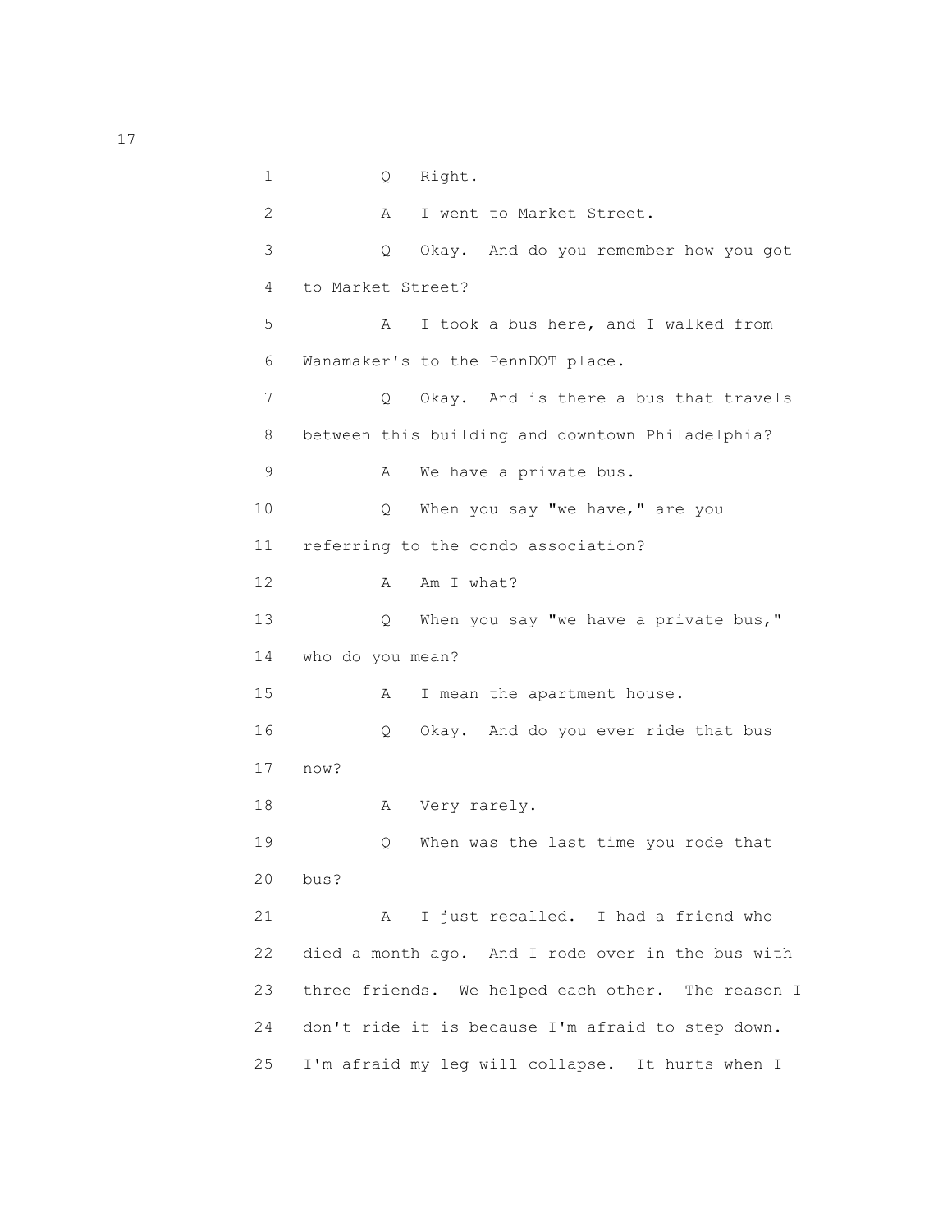1 Q Right.

2 A I went to Market Street.

3 Q Okay. And do you remember how you got
4 to Market Street?

5 A I took a bus here, and I walked from
6 Wanamaker's to the PennDOT place.

7 Q Okay. And is there a bus that travels
8 between this building and downtown Philadelphia?

9 A We have a private bus.

10 Q When you say "we have," are you
11 referring to the condo association?

12 A Am I what?

13 Q When you say "we have a private bus,"
14 who do you mean?

15 A I mean the apartment house.

16 Q Okay. And do you ever ride that bus
17 now?

18 A Very rarely.

19 Q When was the last time you rode that
20 bus?

21 A I just recalled. I had a friend who
22 died a month ago. And I rode over in the bus with
23 three friends. We helped each other. The reason I
24 don't ride it is because I'm afraid to step down.
25 I'm afraid my leg will collapse. It hurts when I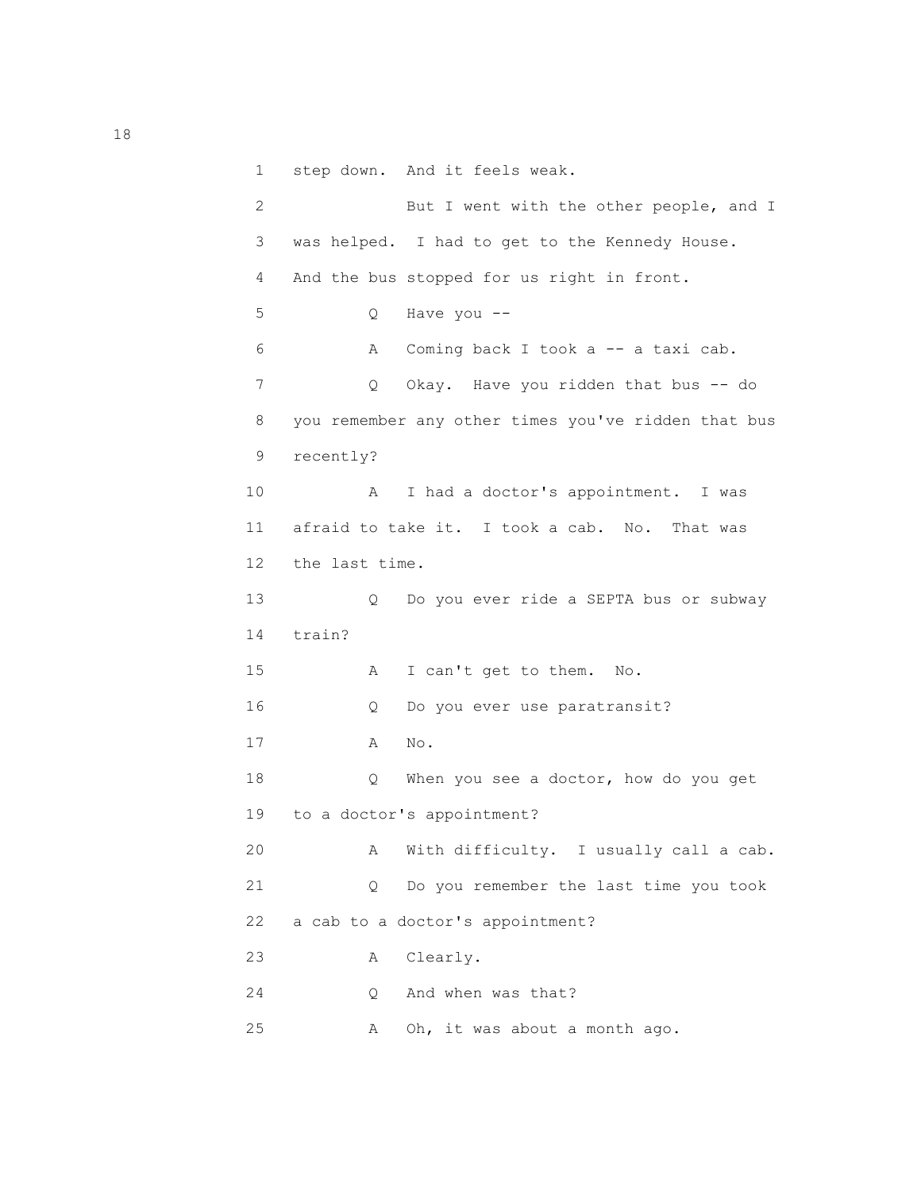1 step down. And it feels weak.

2 But I went with the other people, and I

3 was helped. I had to get to the Kennedy House.

4 And the bus stopped for us right in front.

5 Q Have you --

6 A Coming back I took a -- a taxi cab.

7 Q Okay. Have you ridden that bus -- do

8 you remember any other times you've ridden that bus

9 recently?

10 A I had a doctor's appointment. I was

11 afraid to take it. I took a cab. No. That was

12 the last time.

13 Q Do you ever ride a SEPTA bus or subway

14 train?

15 A I can't get to them. No.

16 Q Do you ever use paratransit?

17 A No.

18 Q When you see a doctor, how do you get

19 to a doctor's appointment?

20 A With difficulty. I usually call a cab.

21 Q Do you remember the last time you took

22 a cab to a doctor's appointment?

23 A Clearly.

24 Q And when was that?

25 A Oh, it was about a month ago.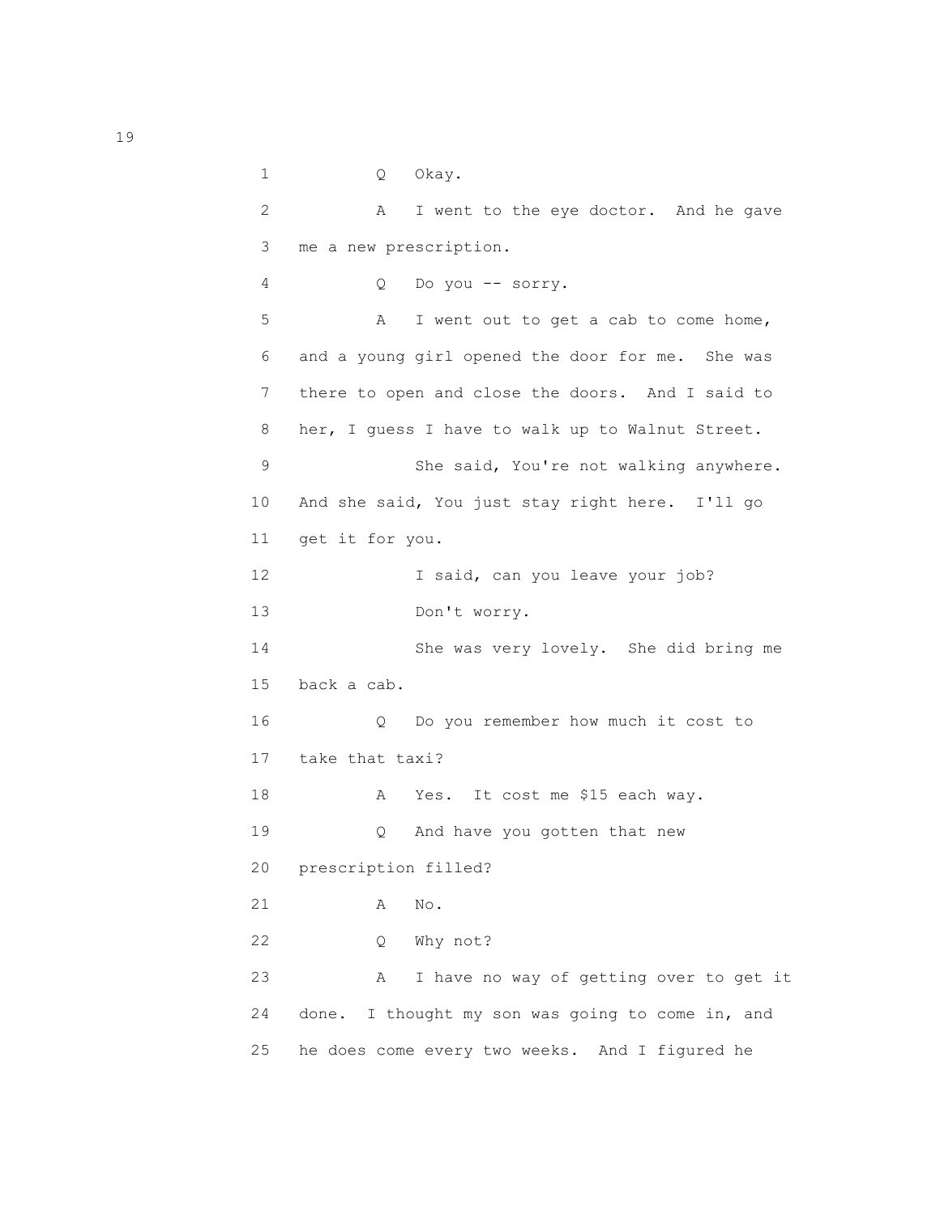1 Q Okay.

2 A I went to the eye doctor. And he gave

3 me a new prescription.

4 Q Do you -- sorry.

5 A I went out to get a cab to come home,

6 and a young girl opened the door for me. She was

7 there to open and close the doors. And I said to

8 her, I guess I have to walk up to Walnut Street.

9 She said, You're not walking anywhere.

10 And she said, You just stay right here. I'll go

11 get it for you.

12 I said, can you leave your job?

13 Don't worry.

14 She was very lovely. She did bring me

15 back a cab.

16 Q Do you remember how much it cost to

17 take that taxi?

18 A Yes. It cost me $15 each way.

19 Q And have you gotten that new

20 prescription filled?

21 A No.

22 Q Why not?

23 A I have no way of getting over to get it

24 done. I thought my son was going to come in, and

25 he does come every two weeks. And I figured he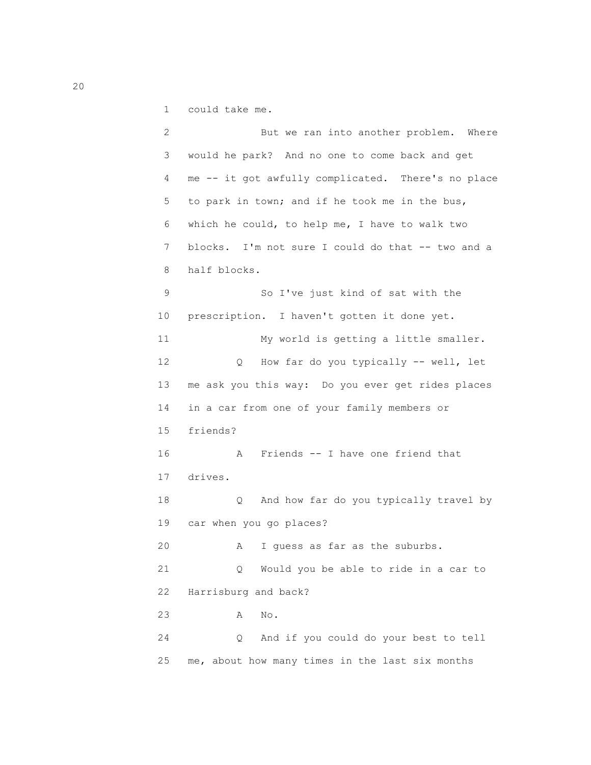1 could take me.

2 But we ran into another problem. Where
3 would he park? And no one to come back and get
4 me -- it got awfully complicated. There's no place
5 to park in town; and if he took me in the bus,
6 which he could, to help me, I have to walk two
7 blocks. I'm not sure I could do that -- two and a
8 half blocks.

9 So I've just kind of sat with the
10 prescription. I haven't gotten it done yet.

11 My world is getting a little smaller.

12 Q How far do you typically -- well, let
13 me ask you this way: Do you ever get rides places
14 in a car from one of your family members or
15 friends?

16 A Friends -- I have one friend that
17 drives.

18 Q And how far do you typically travel by
19 car when you go places?

20 A I guess as far as the suburbs.

21 Q Would you be able to ride in a car to
22 Harrisburg and back?

23 A No.

24 Q And if you could do your best to tell
25 me, about how many times in the last six months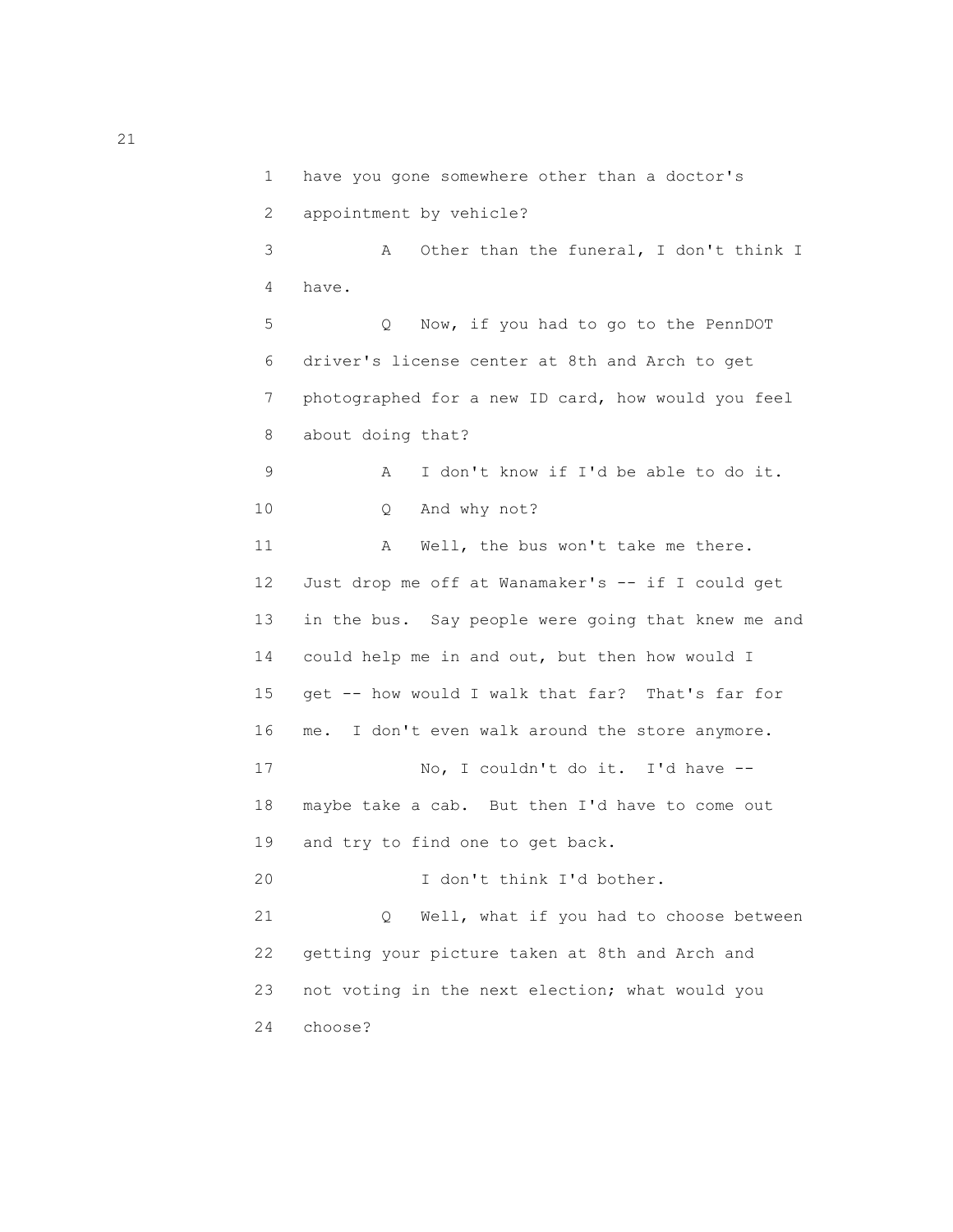1 have you gone somewhere other than a doctor's
2 appointment by vehicle?
3 A Other than the funeral, I don't think I
4 have.
5 Q Now, if you had to go to the PennDOT
6 driver's license center at 8th and Arch to get
7 photographed for a new ID card, how would you feel
8 about doing that?
9 A I don't know if I'd be able to do it.
10 Q And why not?
11 A Well, the bus won't take me there.
12 Just drop me off at Wanamaker's -- if I could get
13 in the bus. Say people were going that knew me and
14 could help me in and out, but then how would I
15 get -- how would I walk that far? That's far for
16 me. I don't even walk around the store anymore.
17 No, I couldn't do it. I'd have --
18 maybe take a cab. But then I'd have to come out
19 and try to find one to get back.
20 I don't think I'd bother.
21 Q Well, what if you had to choose between
22 getting your picture taken at 8th and Arch and
23 not voting in the next election; what would you
24 choose?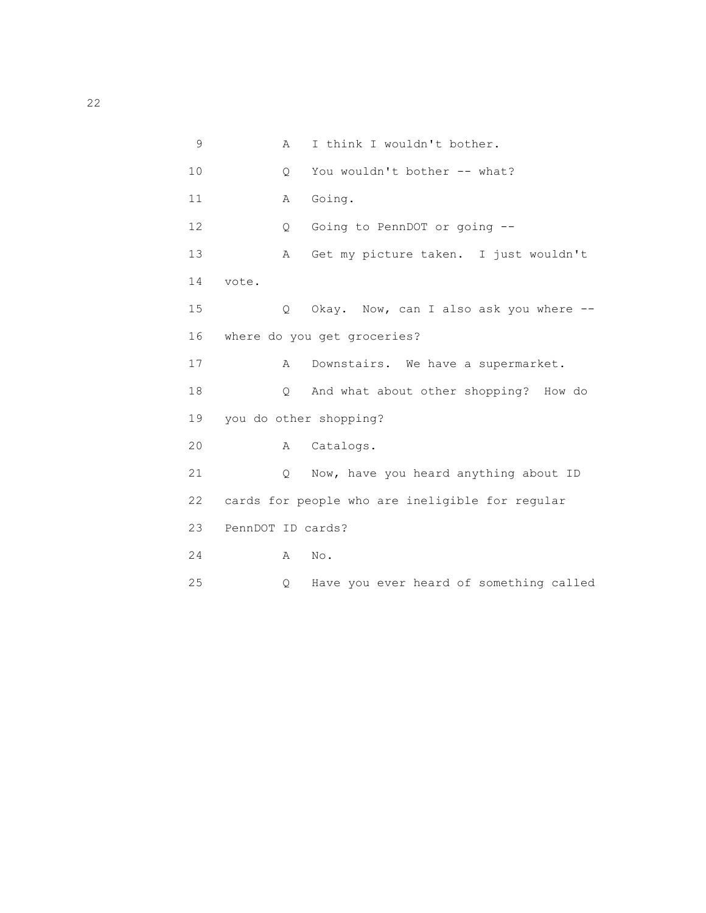9 A I think I wouldn't bother.

10 Q You wouldn't bother -- what?

11 A Going.

12 Q Going to PennDOT or going --

13 A Get my picture taken. I just wouldn't

14 vote.

15 Q Okay. Now, can I also ask you where --

16 where do you get groceries?

17 A Downstairs. We have a supermarket.

18 Q And what about other shopping? How do

19 you do other shopping?

20 A Catalogs.

21 Q Now, have you heard anything about ID

22 cards for people who are ineligible for regular

23 PennDOT ID cards?

24 A No.

25 Q Have you ever heard of something called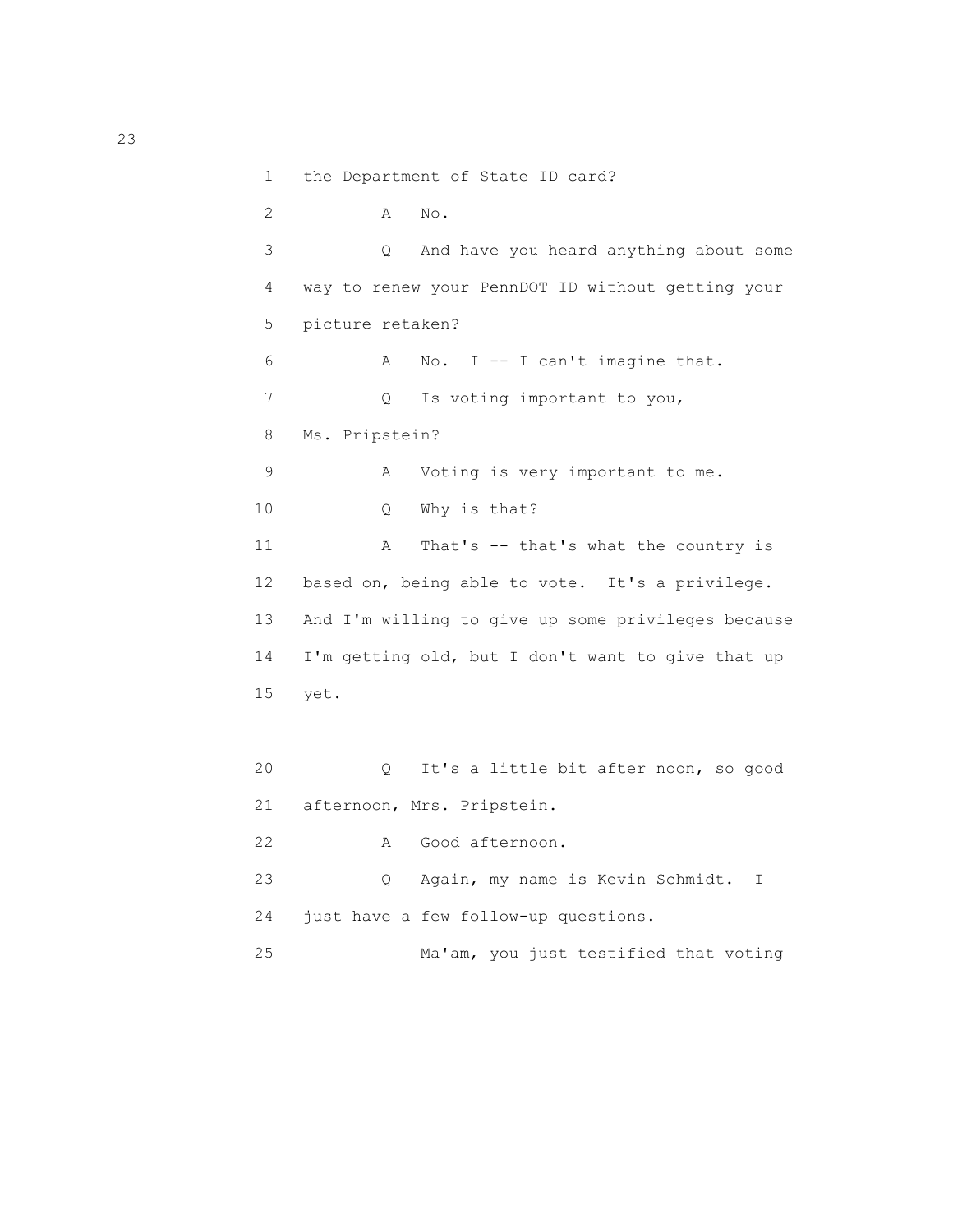1 the Department of State ID card?

2 A No.

3 Q And have you heard anything about some

4 way to renew your PennDOT ID without getting your

5 picture retaken?

6 A No. I -- I can't imagine that.

7 Q Is voting important to you,

8 Ms. Pripstein?

9 A Voting is very important to me.

10 Q Why is that?

11 A That's -- that's what the country is

12 based on, being able to vote. It's a privilege.

13 And I'm willing to give up some privileges because

14 I'm getting old, but I don't want to give that up

15 yet.

20 Q It's a little bit after noon, so good

21 afternoon, Mrs. Pripstein.

22 A Good afternoon.

23 Q Again, my name is Kevin Schmidt. I

24 just have a few follow-up questions.

25 Ma'am, you just testified that voting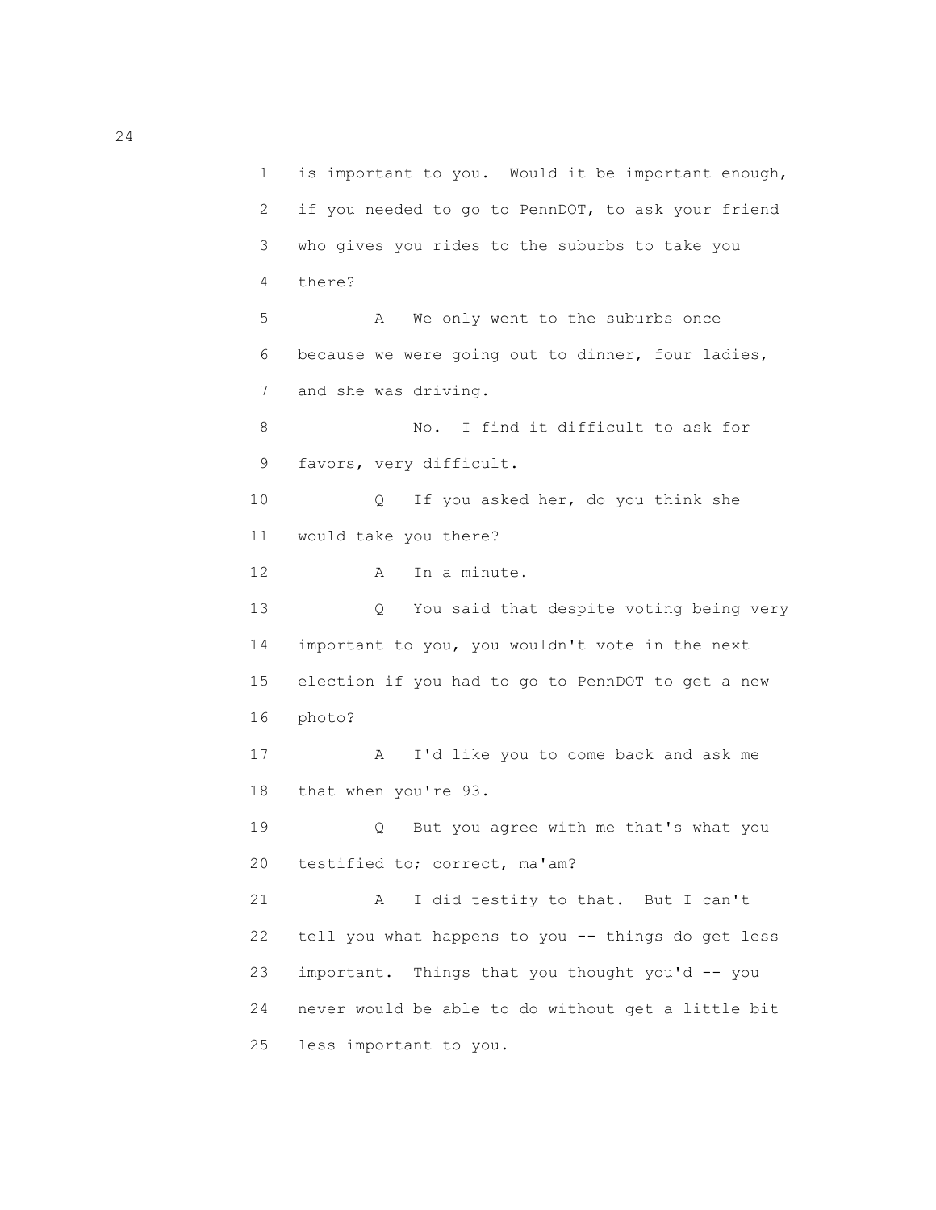1 is important to you. Would it be important enough,
2 if you needed to go to PennDOT, to ask your friend
3 who gives you rides to the suburbs to take you
4 there?

5 A We only went to the suburbs once
6 because we were going out to dinner, four ladies,
7 and she was driving.

8 No. I find it difficult to ask for
9 favors, very difficult.

10 Q If you asked her, do you think she
11 would take you there?

12 A In a minute.

13 Q You said that despite voting being very
14 important to you, you wouldn't vote in the next
15 election if you had to go to PennDOT to get a new
16 photo?

17 A I'd like you to come back and ask me
18 that when you're 93.

19 Q But you agree with me that's what you
20 testified to; correct, ma'am?

21 A I did testify to that. But I can't
22 tell you what happens to you -- things do get less
23 important. Things that you thought you'd -- you
24 never would be able to do without get a little bit
25 less important to you.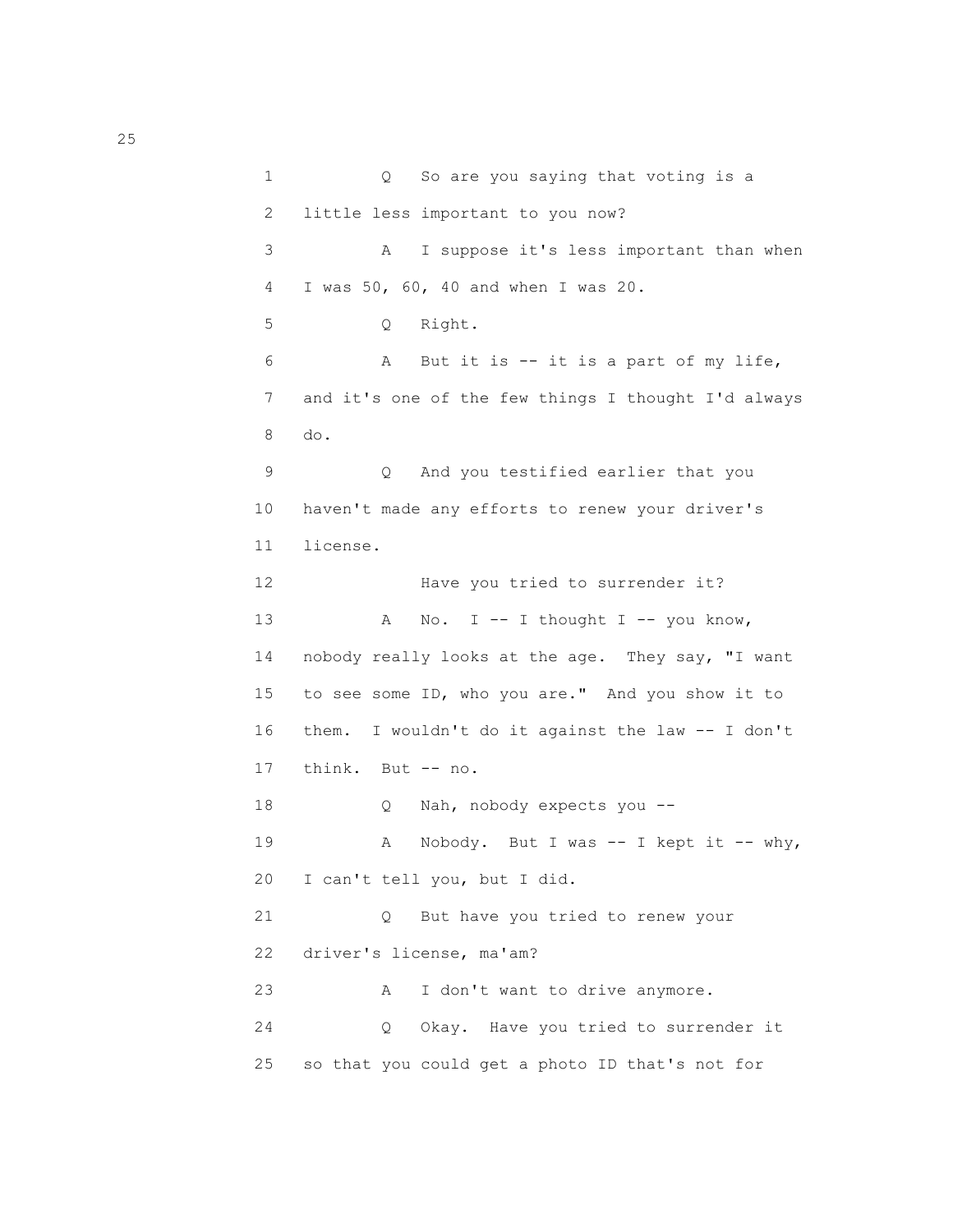1 Q So are you saying that voting is a
2 little less important to you now?
3 A I suppose it's less important than when
4 I was 50, 60, 40 and when I was 20.
5 Q Right.
6 A But it is -- it is a part of my life,
7 and it's one of the few things I thought I'd always
8 do.
9 Q And you testified earlier that you
10 haven't made any efforts to renew your driver's
11 license.
12 Have you tried to surrender it?
13 A No. I -- I thought I -- you know,
14 nobody really looks at the age. They say, "I want
15 to see some ID, who you are." And you show it to
16 them. I wouldn't do it against the law -- I don't
17 think. But -- no.
18 Q Nah, nobody expects you --
19 A Nobody. But I was -- I kept it -- why,
20 I can't tell you, but I did.
21 Q But have you tried to renew your
22 driver's license, ma'am?
23 A I don't want to drive anymore.
24 Q Okay. Have you tried to surrender it
25 so that you could get a photo ID that's not for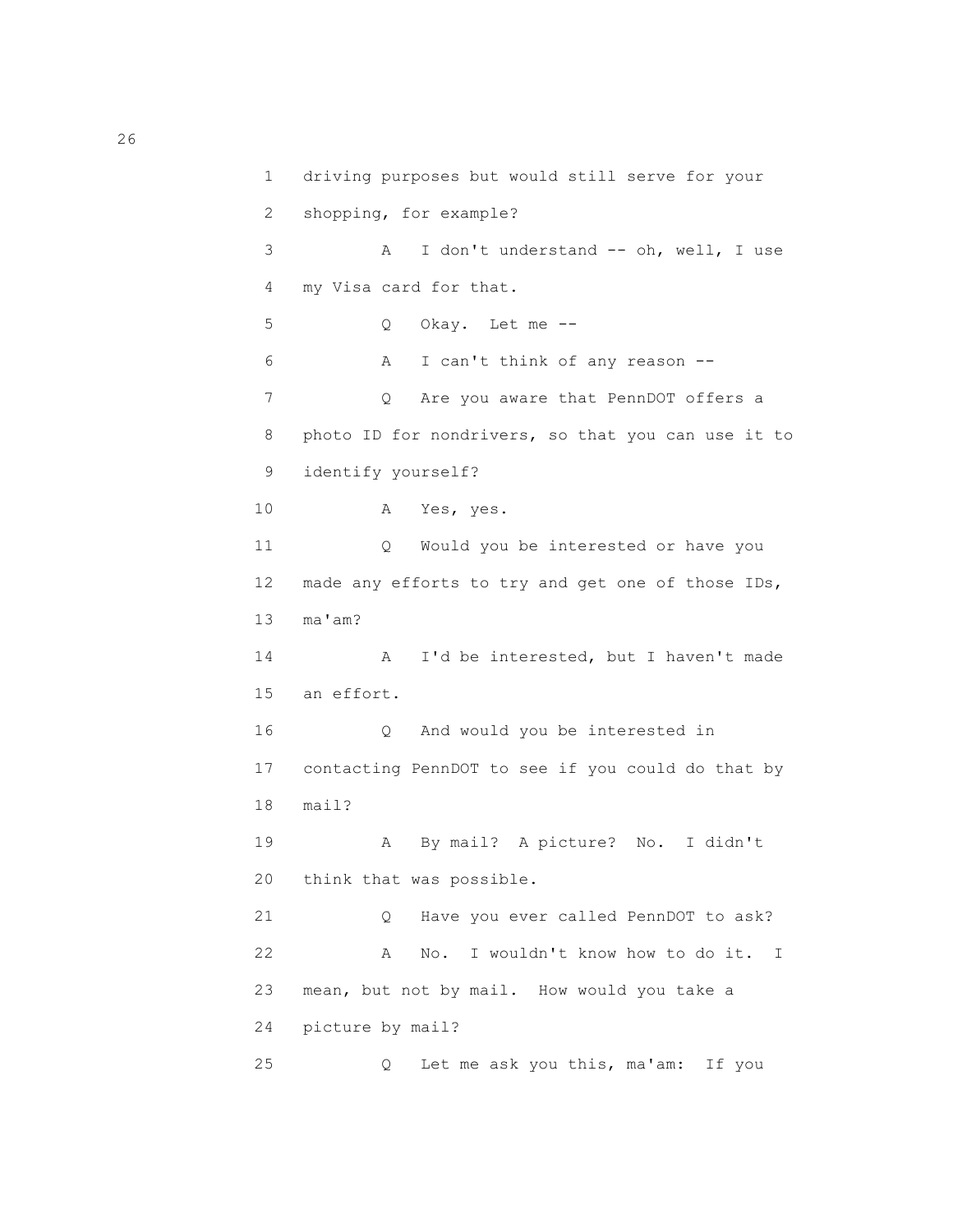1 driving purposes but would still serve for your
2 shopping, for example?
3 A I don't understand -- oh, well, I use
4 my Visa card for that.
5 Q Okay. Let me --
6 A I can't think of any reason --
7 Q Are you aware that PennDOT offers a
8 photo ID for nondrivers, so that you can use it to
9 identify yourself?
10 A Yes, yes.
11 Q Would you be interested or have you
12 made any efforts to try and get one of those IDs,
13 ma'am?
14 A I'd be interested, but I haven't made
15 an effort.
16 Q And would you be interested in
17 contacting PennDOT to see if you could do that by
18 mail?
19 A By mail? A picture? No. I didn't
20 think that was possible.
21 Q Have you ever called PennDOT to ask?
22 A No. I wouldn't know how to do it. I
23 mean, but not by mail. How would you take a
24 picture by mail?
25 Q Let me ask you this, ma'am: If you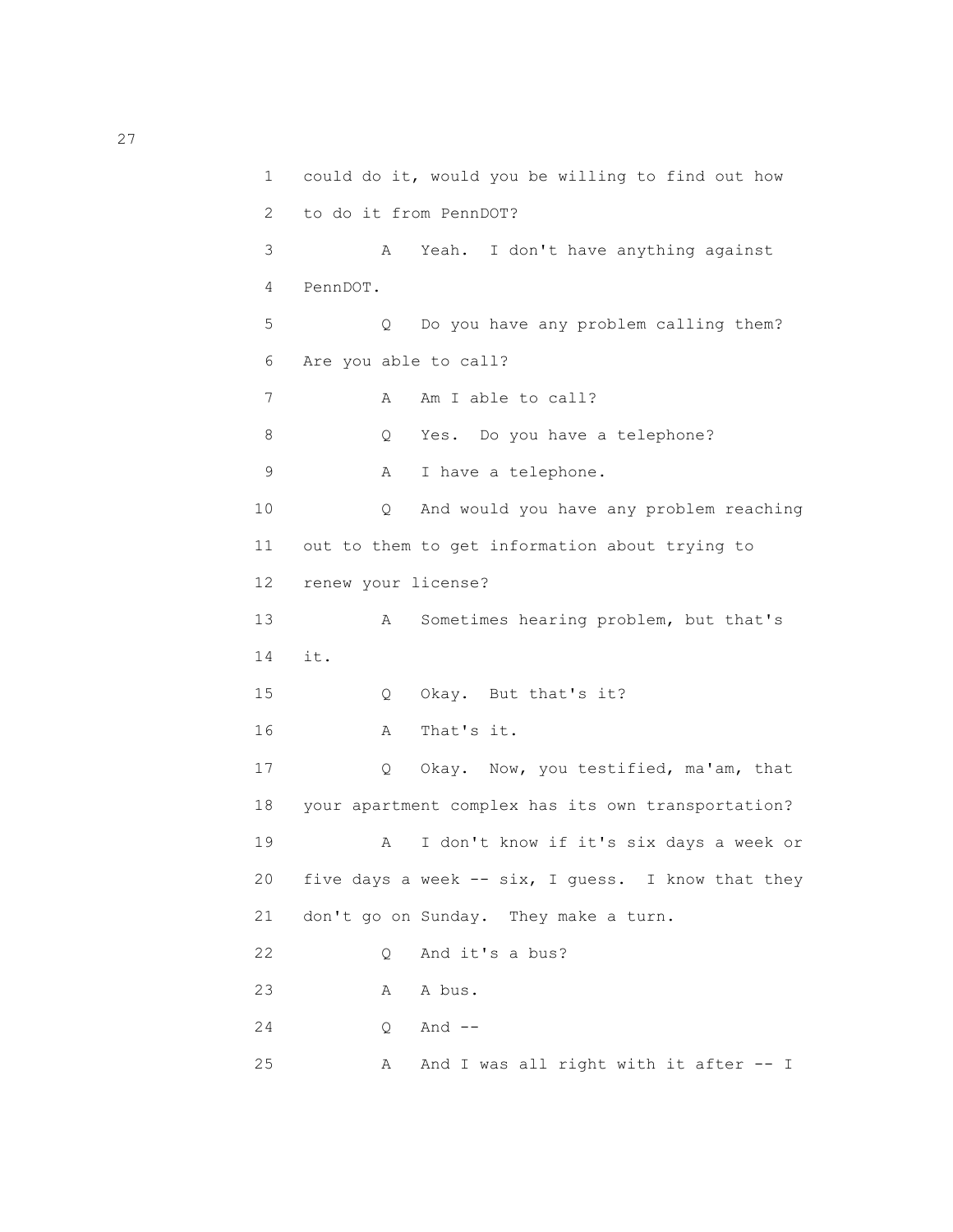1 could do it, would you be willing to find out how
2 to do it from PennDOT?
3 A Yeah. I don't have anything against
4 PennDOT.
5 Q Do you have any problem calling them?
6 Are you able to call?
7 A Am I able to call?
8 Q Yes. Do you have a telephone?
9 A I have a telephone.
10 Q And would you have any problem reaching
11 out to them to get information about trying to
12 renew your license?
13 A Sometimes hearing problem, but that's
14 it.
15 Q Okay. But that's it?
16 A That's it.
17 Q Okay. Now, you testified, ma'am, that
18 your apartment complex has its own transportation?
19 A I don't know if it's six days a week or
20 five days a week -- six, I guess. I know that they
21 don't go on Sunday. They make a turn.
22 Q And it's a bus?
23 A A bus.
24 Q And --
25 A And I was all right with it after -- I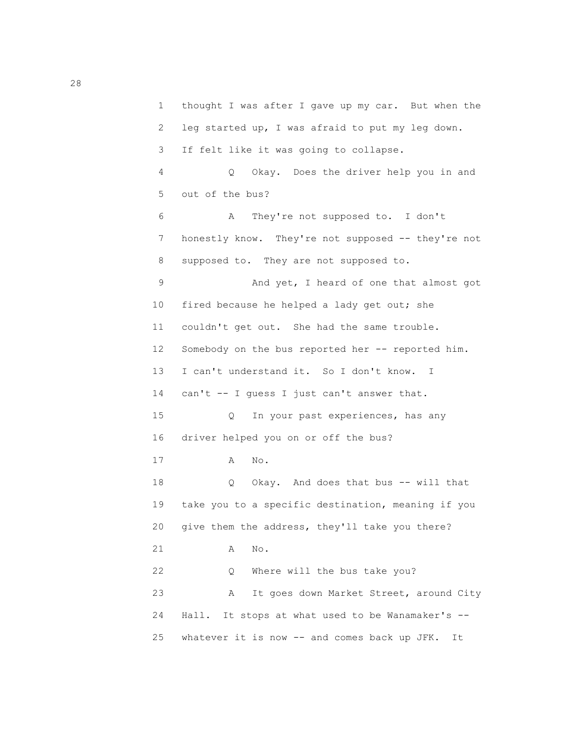1 thought I was after I gave up my car. But when the
2 leg started up, I was afraid to put my leg down.
3 If felt like it was going to collapse.
4 Q Okay. Does the driver help you in and
5 out of the bus?
6 A They're not supposed to. I don't
7 honestly know. They're not supposed -- they're not
8 supposed to. They are not supposed to.
9 And yet, I heard of one that almost got
10 fired because he helped a lady get out; she
11 couldn't get out. She had the same trouble.
12 Somebody on the bus reported her -- reported him.
13 I can't understand it. So I don't know. I
14 can't -- I guess I just can't answer that.
15 Q In your past experiences, has any
16 driver helped you on or off the bus?
17 A No.
18 Q Okay. And does that bus -- will that
19 take you to a specific destination, meaning if you
20 give them the address, they'll take you there?
21 A No.
22 Q Where will the bus take you?
23 A It goes down Market Street, around City
24 Hall. It stops at what used to be Wanamaker's --
25 whatever it is now -- and comes back up JFK. It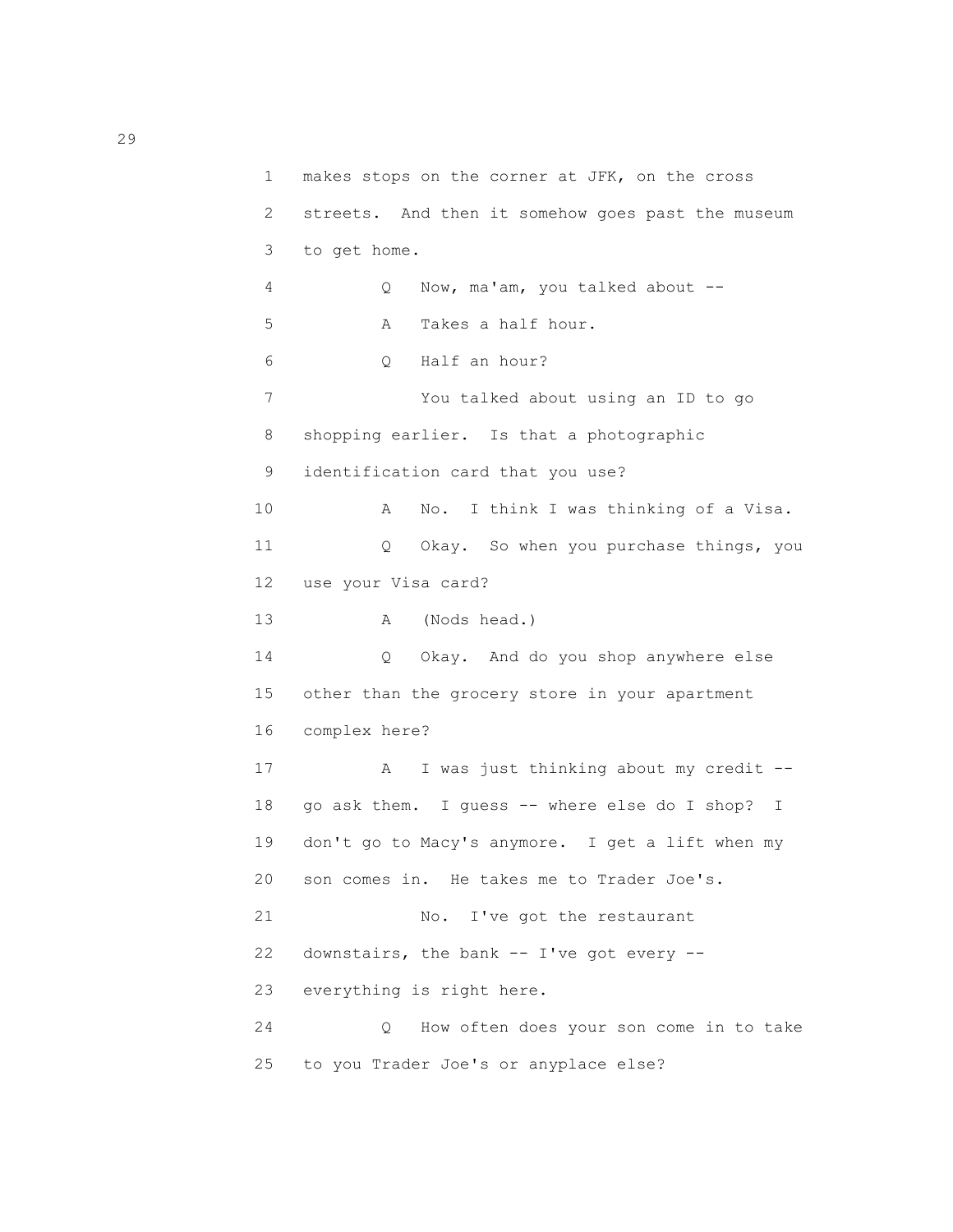1 makes stops on the corner at JFK, on the cross
2 streets. And then it somehow goes past the museum
3 to get home.
4 Q Now, ma'am, you talked about --
5 A Takes a half hour.
6 Q Half an hour?
7 You talked about using an ID to go
8 shopping earlier. Is that a photographic
9 identification card that you use?
10 A No. I think I was thinking of a Visa.
11 Q Okay. So when you purchase things, you
12 use your Visa card?
13 A (Nods head.)
14 Q Okay. And do you shop anywhere else
15 other than the grocery store in your apartment
16 complex here?
17 A I was just thinking about my credit --
18 go ask them. I guess -- where else do I shop? I
19 don't go to Macy's anymore. I get a lift when my
20 son comes in. He takes me to Trader Joe's.
21 No. I've got the restaurant
22 downstairs, the bank -- I've got every --
23 everything is right here.
24 Q How often does your son come in to take
25 to you Trader Joe's or anyplace else?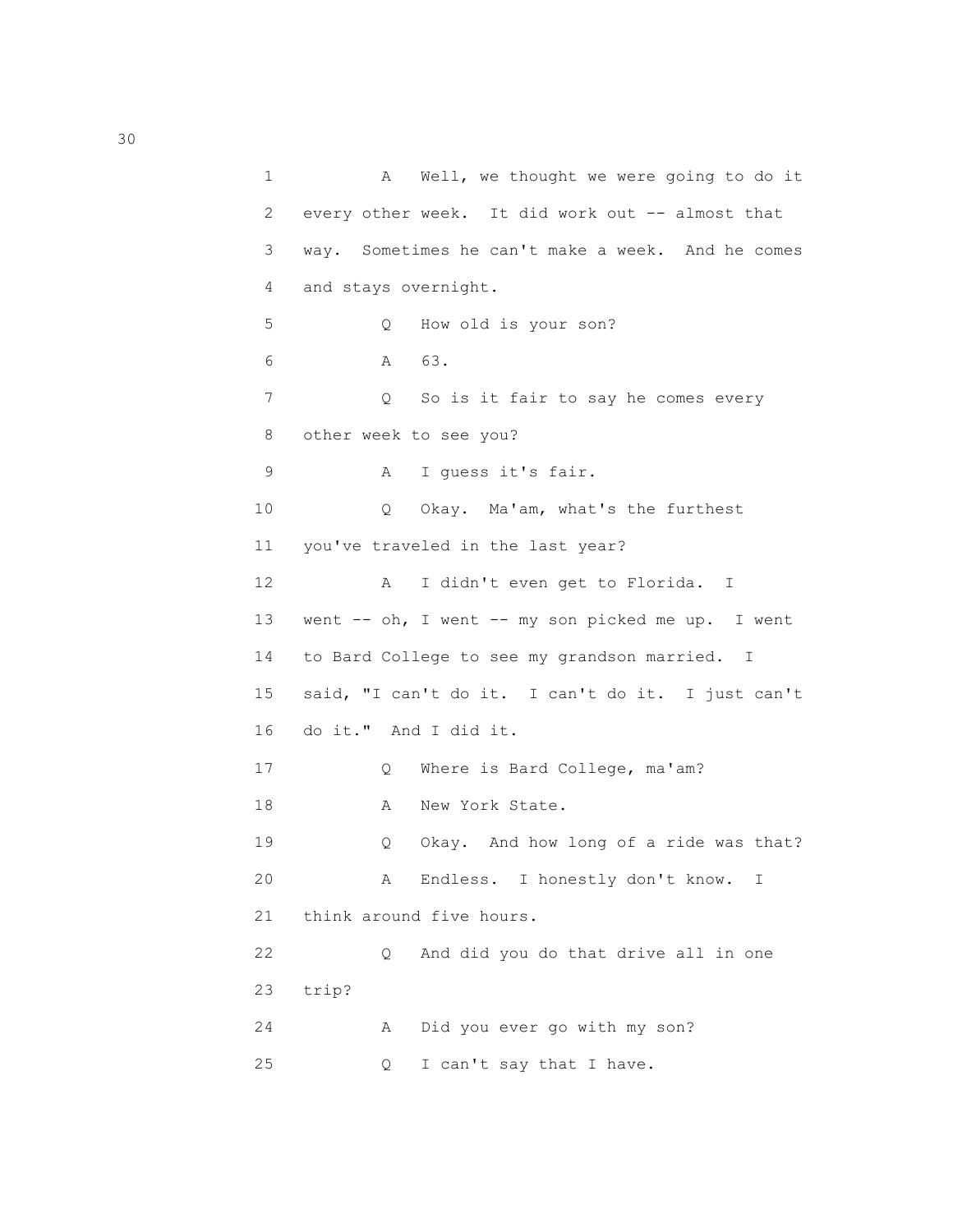1 A Well, we thought we were going to do it
2 every other week. It did work out -- almost that
3 way. Sometimes he can't make a week. And he comes
4 and stays overnight.
5 Q How old is your son?
6 A 63.
7 Q So is it fair to say he comes every
8 other week to see you?
9 A I guess it's fair.
10 Q Okay. Ma'am, what's the furthest
11 you've traveled in the last year?
12 A I didn't even get to Florida. I
13 went -- oh, I went -- my son picked me up. I went
14 to Bard College to see my grandson married. I
15 said, "I can't do it. I can't do it. I just can't
16 do it." And I did it.
17 Q Where is Bard College, ma'am?
18 A New York State.
19 Q Okay. And how long of a ride was that?
20 A Endless. I honestly don't know. I
21 think around five hours.
22 Q And did you do that drive all in one
23 trip?
24 A Did you ever go with my son?
25 Q I can't say that I have.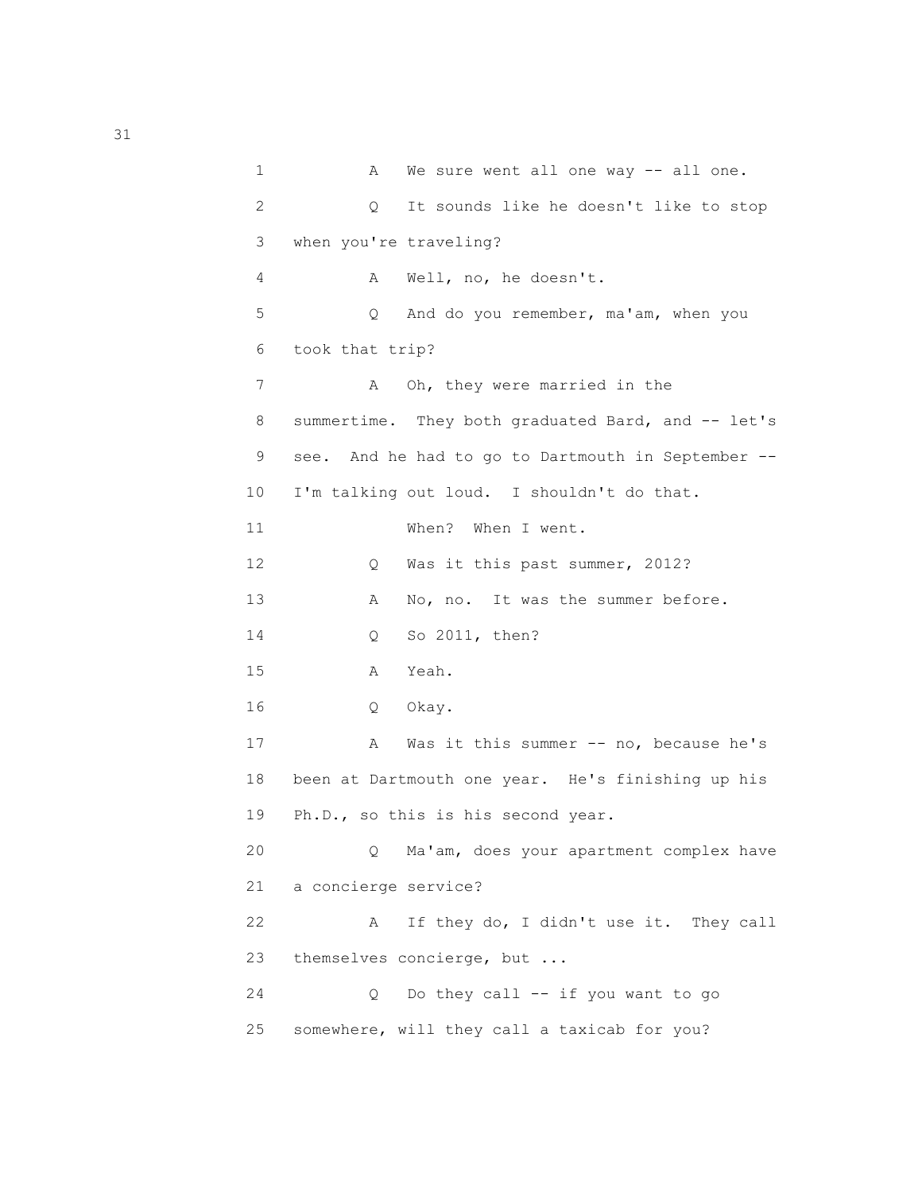1 A We sure went all one way -- all one.

2 Q It sounds like he doesn't like to stop

3 when you're traveling?

4 A Well, no, he doesn't.

5 Q And do you remember, ma'am, when you

6 took that trip?

7 A Oh, they were married in the

8 summertime. They both graduated Bard, and -- let's

9 see. And he had to go to Dartmouth in September --

10 I'm talking out loud. I shouldn't do that.

11 When? When I went.

12 Q Was it this past summer, 2012?

13 A No, no. It was the summer before.

14 Q So 2011, then?

15 A Yeah.

16 Q Okay.

17 A Was it this summer -- no, because he's

18 been at Dartmouth one year. He's finishing up his

19 Ph.D., so this is his second year.

20 Q Ma'am, does your apartment complex have

21 a concierge service?

22 A If they do, I didn't use it. They call

23 themselves concierge, but ...

24 Q Do they call -- if you want to go

25 somewhere, will they call a taxicab for you?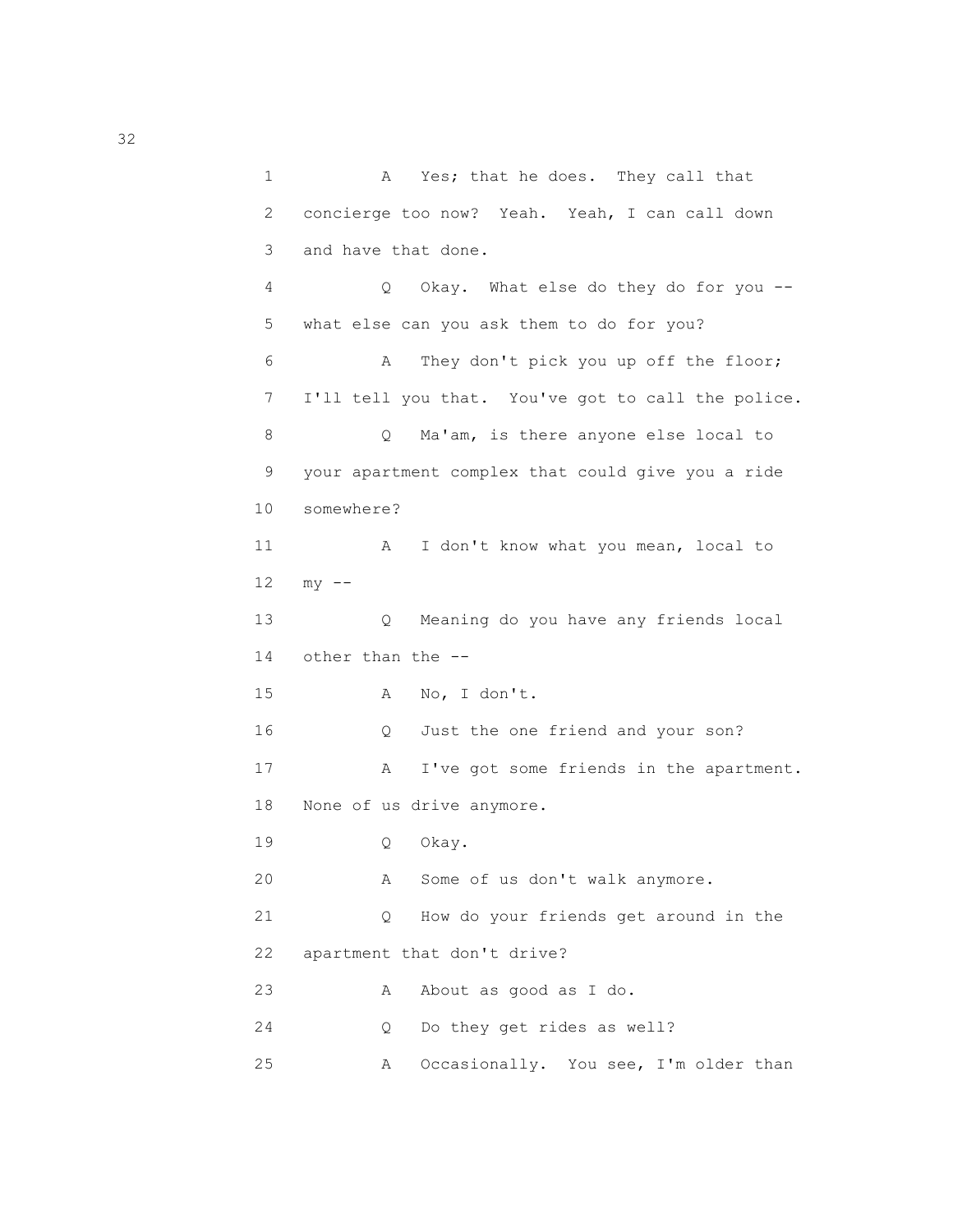1 A Yes; that he does. They call that
2 concierge too now? Yeah. Yeah, I can call down
3 and have that done.
4 Q Okay. What else do they do for you --
5 what else can you ask them to do for you?
6 A They don't pick you up off the floor;
7 I'll tell you that. You've got to call the police.
8 Q Ma'am, is there anyone else local to
9 your apartment complex that could give you a ride
10 somewhere?
11 A I don't know what you mean, local to
12 my --
13 Q Meaning do you have any friends local
14 other than the --
15 A No, I don't.
16 Q Just the one friend and your son?
17 A I've got some friends in the apartment.
18 None of us drive anymore.
19 Q Okay.
20 A Some of us don't walk anymore.
21 Q How do your friends get around in the
22 apartment that don't drive?
23 A About as good as I do.
24 Q Do they get rides as well?
25 A Occasionally. You see, I'm older than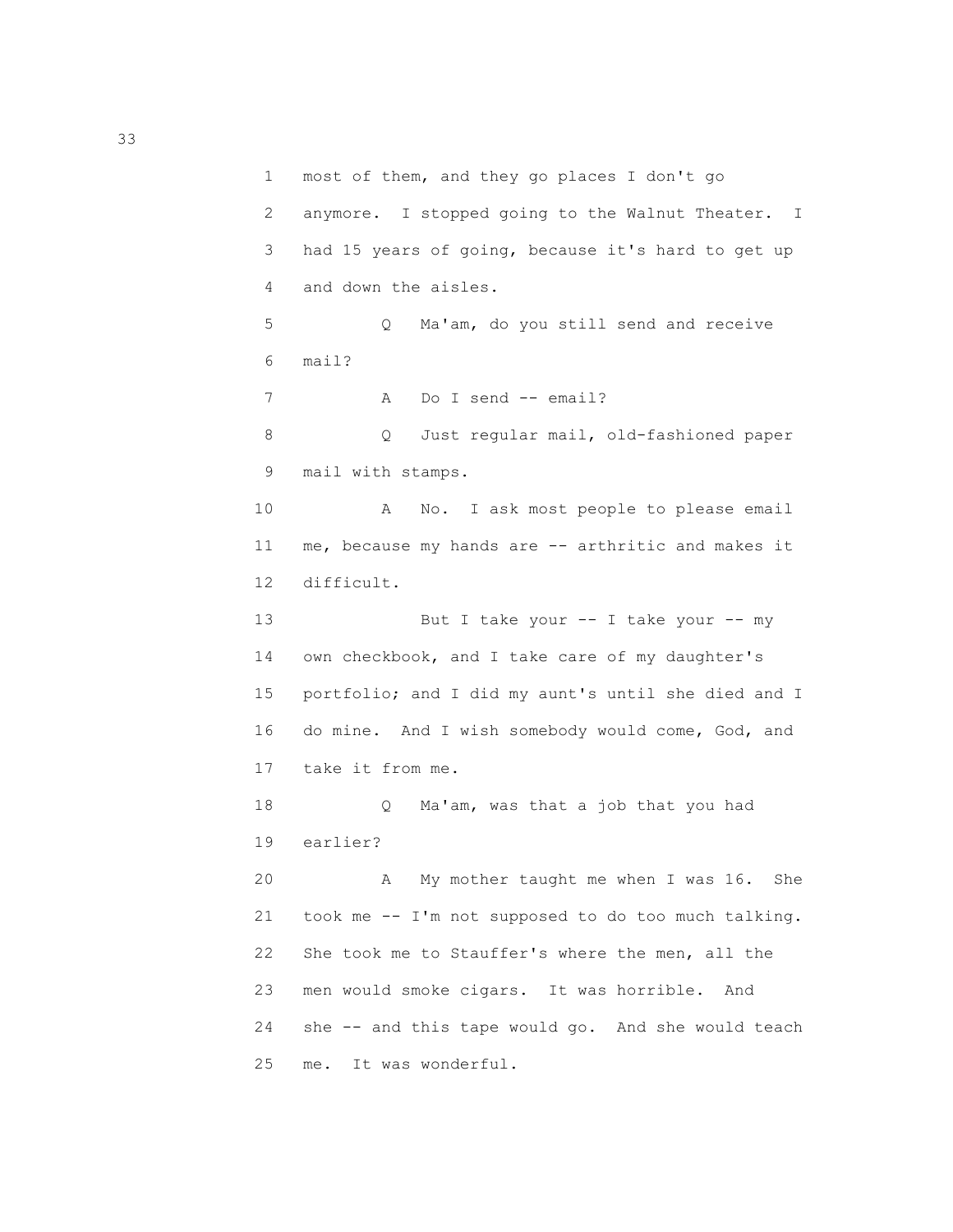1 most of them, and they go places I don't go
2 anymore. I stopped going to the Walnut Theater. I
3 had 15 years of going, because it's hard to get up
4 and down the aisles.

5 Q Ma'am, do you still send and receive
6 mail?

7 A Do I send -- email?

8 Q Just regular mail, old-fashioned paper
9 mail with stamps.

10 A No. I ask most people to please email
11 me, because my hands are -- arthritic and makes it
12 difficult.

13 But I take your -- I take your -- my
14 own checkbook, and I take care of my daughter's
15 portfolio; and I did my aunt's until she died and I
16 do mine. And I wish somebody would come, God, and
17 take it from me.

18 Q Ma'am, was that a job that you had
19 earlier?

20 A My mother taught me when I was 16. She
21 took me -- I'm not supposed to do too much talking.
22 She took me to Stauffer's where the men, all the
23 men would smoke cigars. It was horrible. And
24 she -- and this tape would go. And she would teach
25 me. It was wonderful.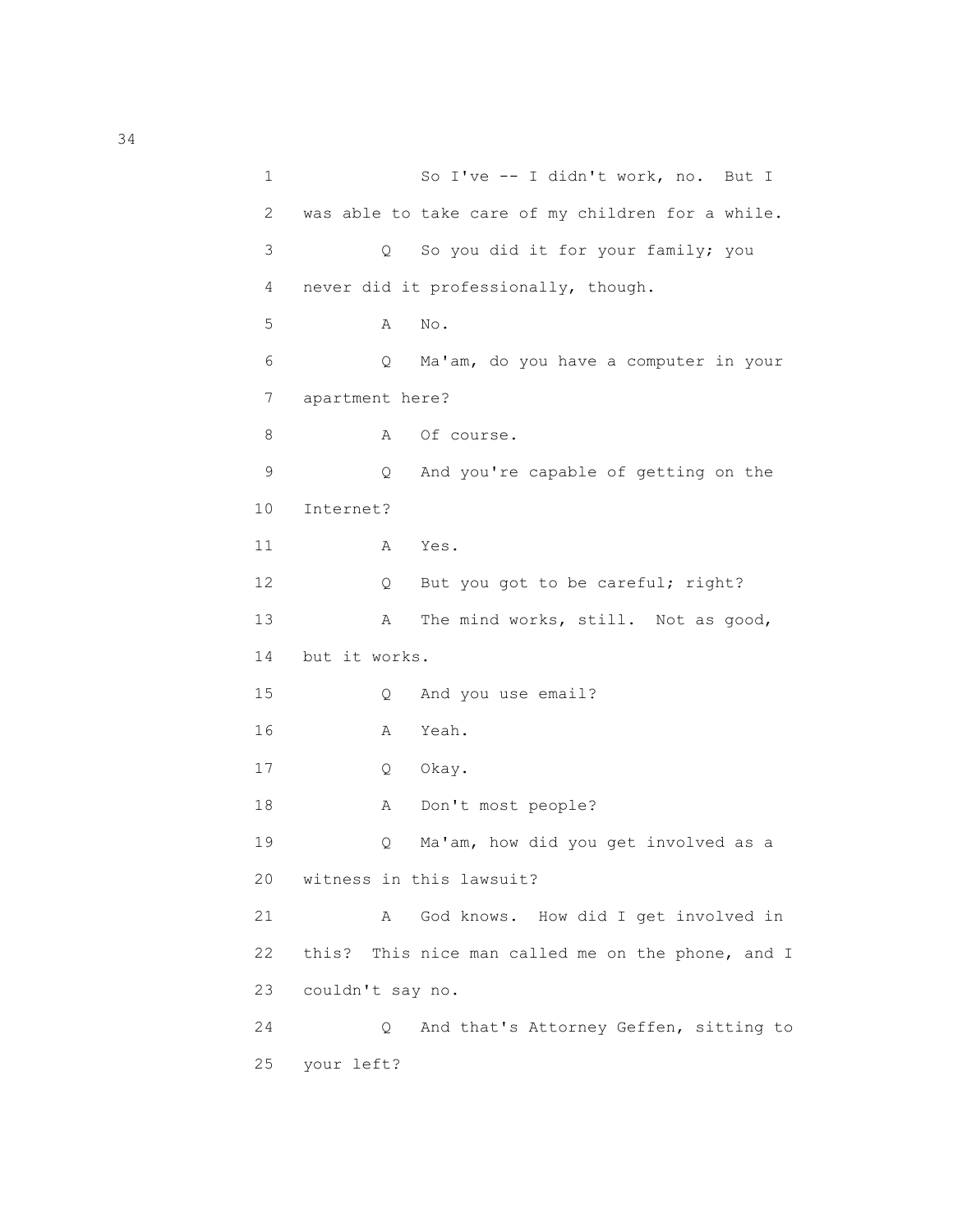1 So I've -- I didn't work, no. But I
2 was able to take care of my children for a while.
3 Q So you did it for your family; you
4 never did it professionally, though.
5 A No.
6 Q Ma'am, do you have a computer in your
7 apartment here?
8 A Of course.
9 Q And you're capable of getting on the
10 Internet?
11 A Yes.
12 Q But you got to be careful; right?
13 A The mind works, still. Not as good,
14 but it works.
15 Q And you use email?
16 A Yeah.
17 Q Okay.
18 A Don't most people?
19 Q Ma'am, how did you get involved as a
20 witness in this lawsuit?
21 A God knows. How did I get involved in
22 this? This nice man called me on the phone, and I
23 couldn't say no.
24 Q And that's Attorney Geffen, sitting to
25 your left?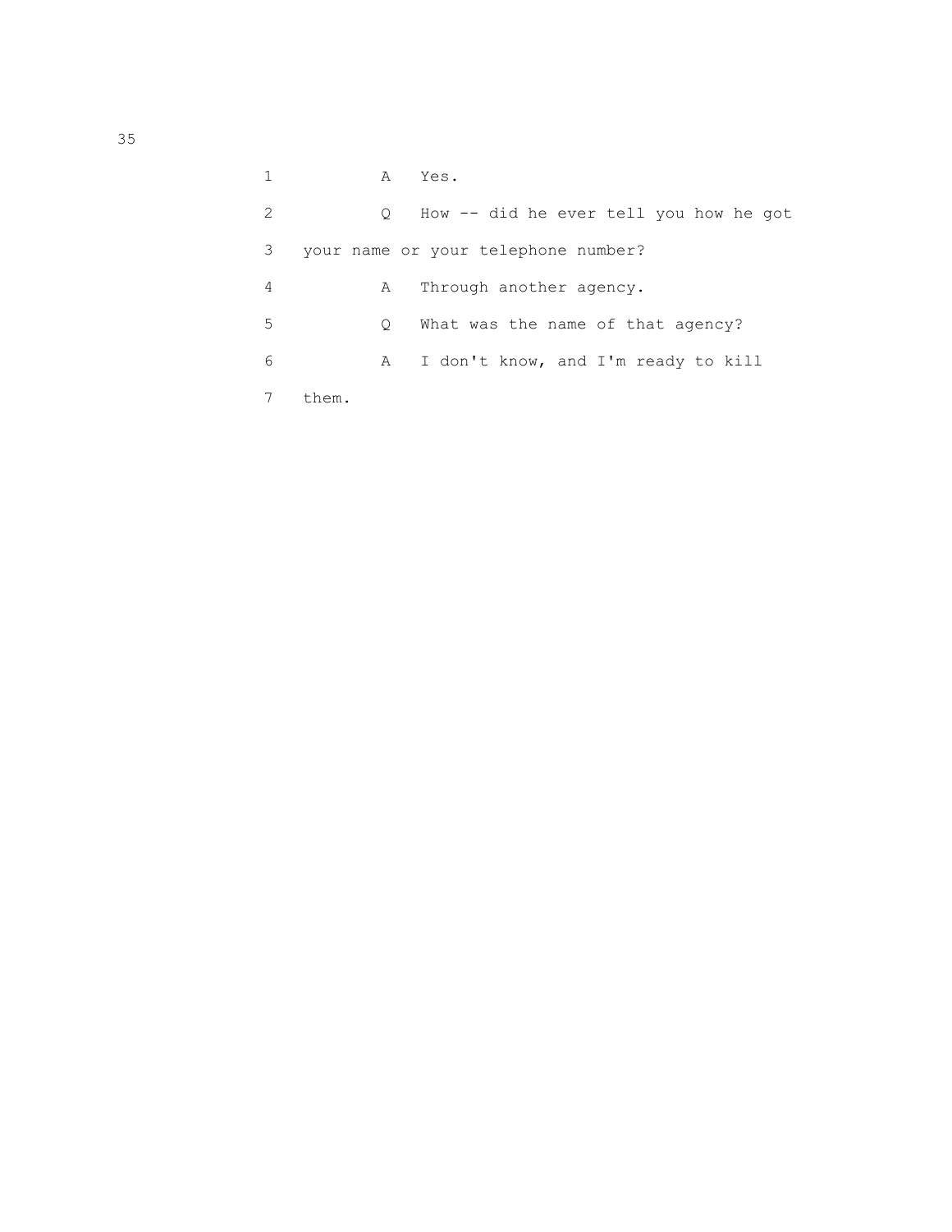1 A Yes.

2 Q How -- did he ever tell you how he got

3 your name or your telephone number?

4 A Through another agency.

5 Q What was the name of that agency?

6 A I don't know, and I'm ready to kill

7 them.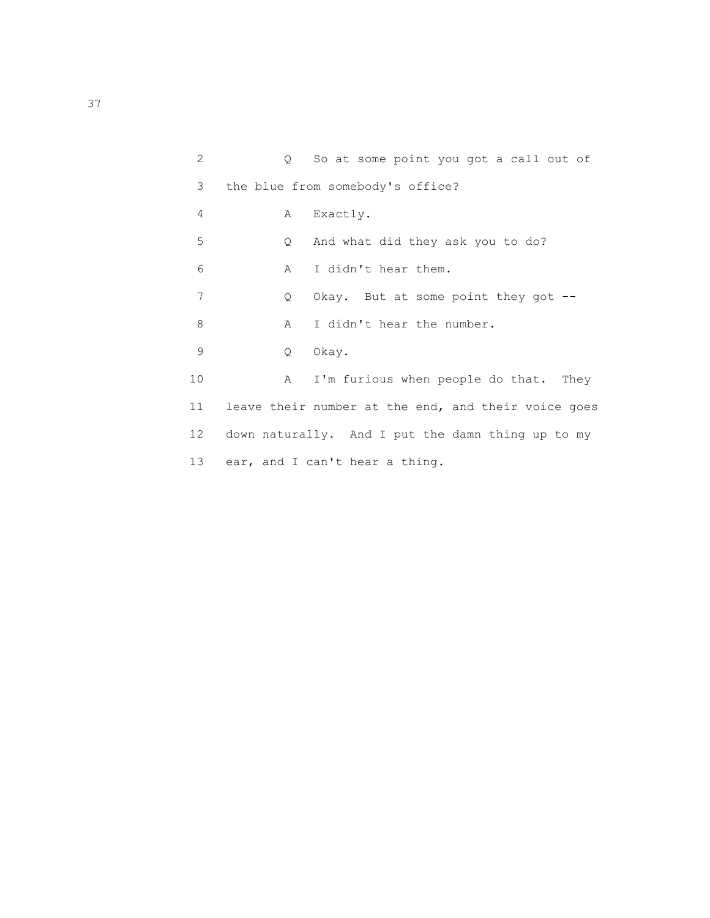2 Q So at some point you got a call out of

3 the blue from somebody's office?

4 A Exactly.

5 Q And what did they ask you to do?

6 A I didn't hear them.

7 Q Okay. But at some point they got --

8 A I didn't hear the number.

9 Q Okay.

10 A I'm furious when people do that. They

11 leave their number at the end, and their voice goes

12 down naturally. And I put the damn thing up to my

13 ear, and I can't hear a thing.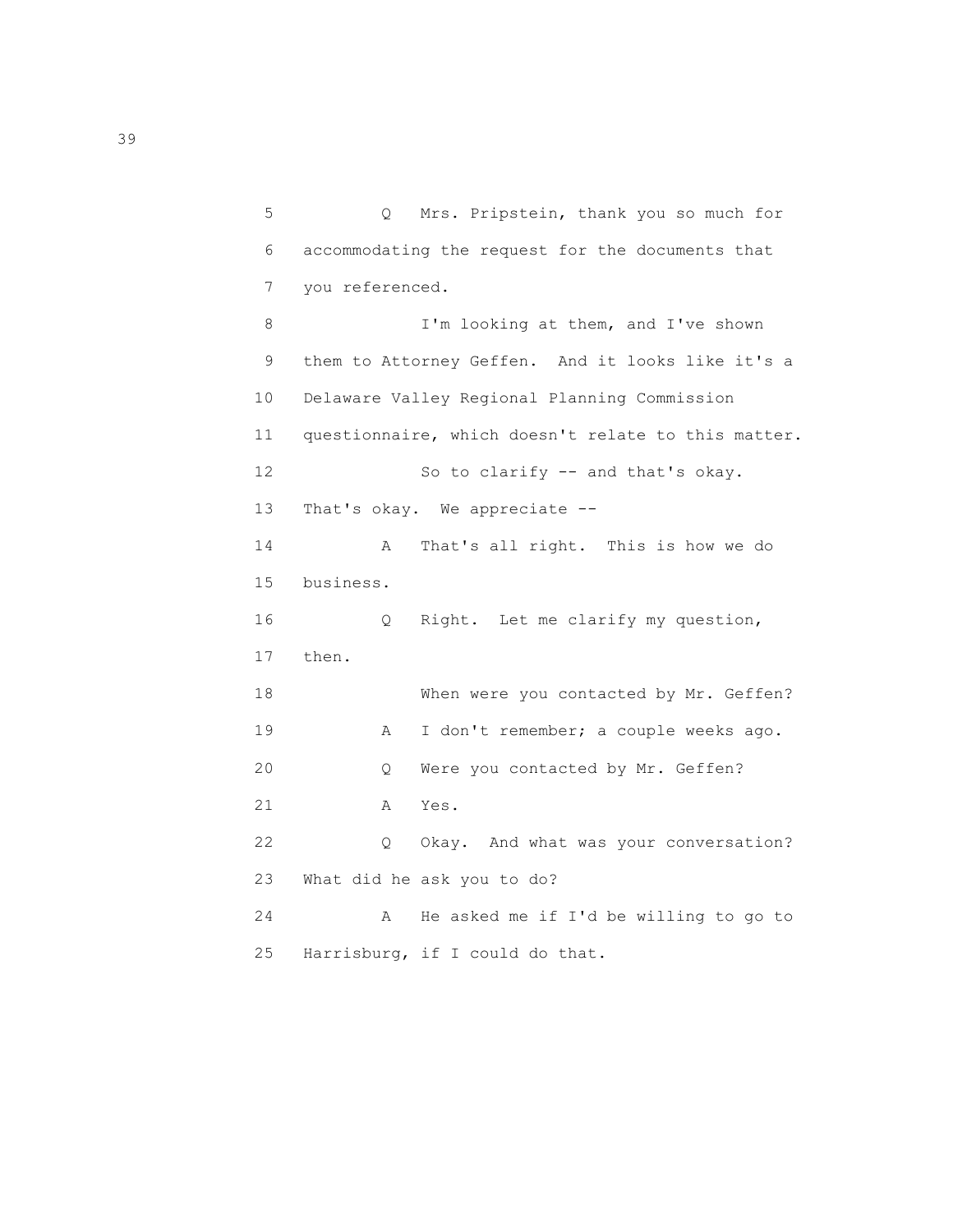5 Q Mrs. Pripstein, thank you so much for
6 accommodating the request for the documents that
7 you referenced.
8 I'm looking at them, and I've shown
9 them to Attorney Geffen. And it looks like it's a
10 Delaware Valley Regional Planning Commission
11 questionnaire, which doesn't relate to this matter.
12 So to clarify -- and that's okay.
13 That's okay. We appreciate --
14 A That's all right. This is how we do
15 business.
16 Q Right. Let me clarify my question,
17 then.
18 When were you contacted by Mr. Geffen?
19 A I don't remember; a couple weeks ago.
20 Q Were you contacted by Mr. Geffen?
21 A Yes.
22 Q Okay. And what was your conversation?
23 What did he ask you to do?
24 A He asked me if I'd be willing to go to
25 Harrisburg, if I could do that.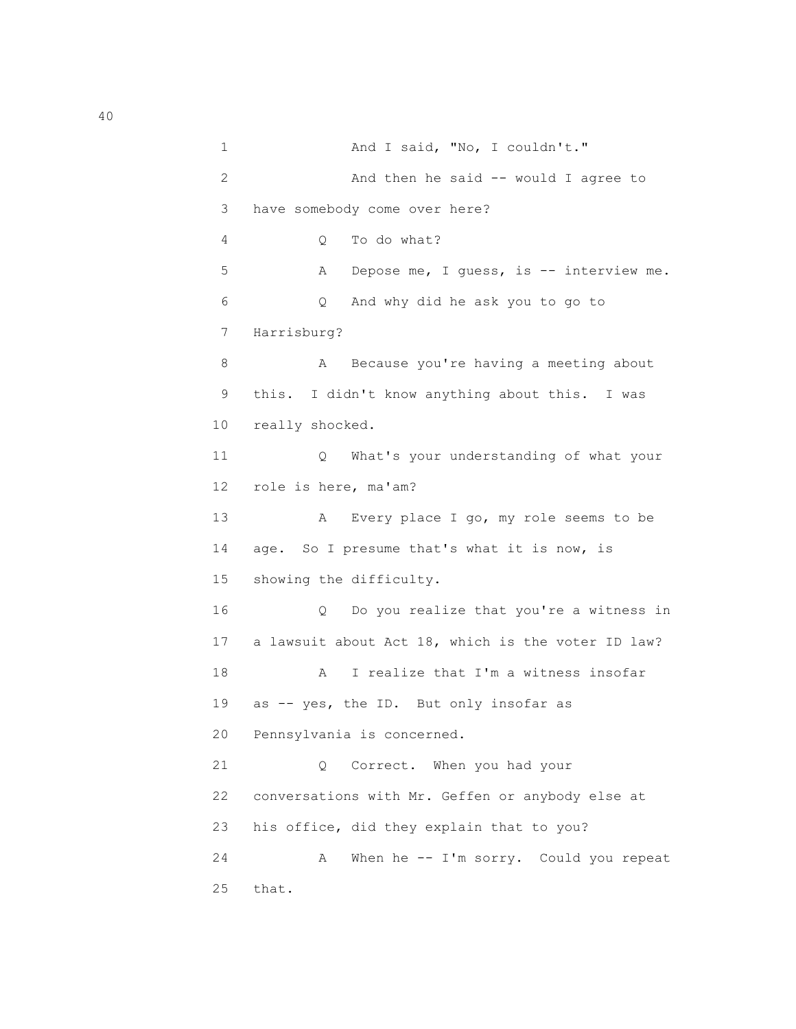1 And I said, "No, I couldn't."

2 And then he said -- would I agree to

3 have somebody come over here?

4 Q To do what?

5 A Depose me, I guess, is -- interview me.

6 Q And why did he ask you to go to

7 Harrisburg?

8 A Because you're having a meeting about

9 this. I didn't know anything about this. I was

10 really shocked.

11 Q What's your understanding of what your

12 role is here, ma'am?

13 A Every place I go, my role seems to be

14 age. So I presume that's what it is now, is

15 showing the difficulty.

16 Q Do you realize that you're a witness in

17 a lawsuit about Act 18, which is the voter ID law?

18 A I realize that I'm a witness insofar

19 as -- yes, the ID. But only insofar as

20 Pennsylvania is concerned.

21 Q Correct. When you had your

22 conversations with Mr. Geffen or anybody else at

23 his office, did they explain that to you?

24 A When he -- I'm sorry. Could you repeat

25 that.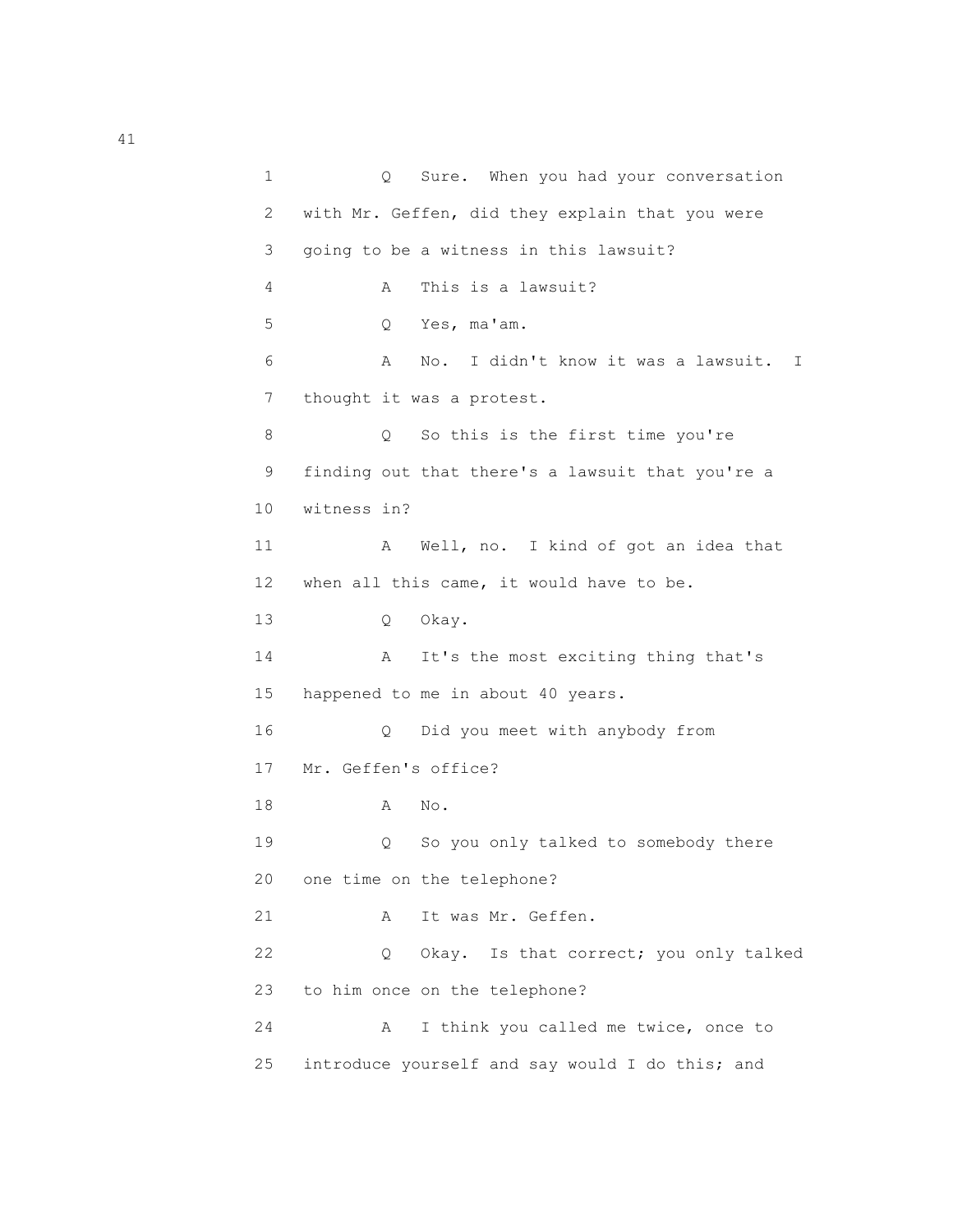1 Q Sure. When you had your conversation
2 with Mr. Geffen, did they explain that you were
3 going to be a witness in this lawsuit?
4 A This is a lawsuit?
5 Q Yes, ma'am.
6 A No. I didn't know it was a lawsuit. I
7 thought it was a protest.
8 Q So this is the first time you're
9 finding out that there's a lawsuit that you're a
10 witness in?
11 A Well, no. I kind of got an idea that
12 when all this came, it would have to be.
13 Q Okay.
14 A It's the most exciting thing that's
15 happened to me in about 40 years.
16 Q Did you meet with anybody from
17 Mr. Geffen's office?
18 A No.
19 Q So you only talked to somebody there
20 one time on the telephone?
21 A It was Mr. Geffen.
22 Q Okay. Is that correct; you only talked
23 to him once on the telephone?
24 A I think you called me twice, once to
25 introduce yourself and say would I do this; and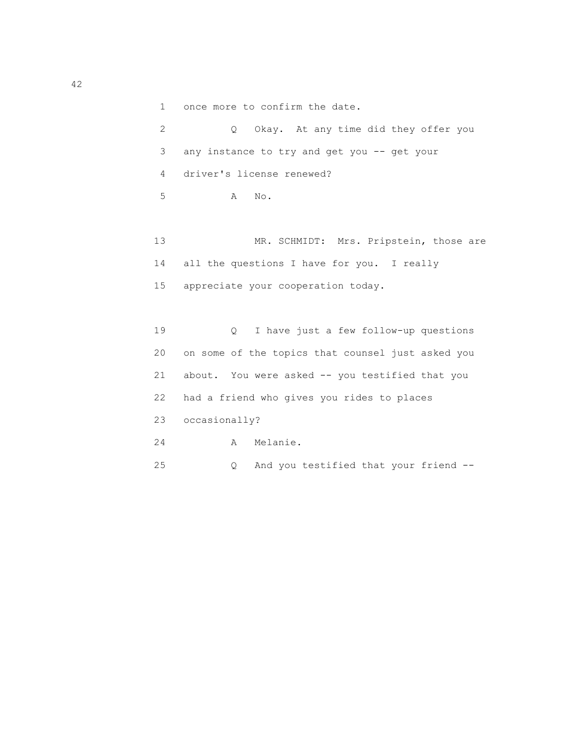1 once more to confirm the date.

2 Q Okay. At any time did they offer you

3 any instance to try and get you -- get your

4 driver's license renewed?

5 A No.

13 MR. SCHMIDT: Mrs. Pripstein, those are

14 all the questions I have for you. I really

15 appreciate your cooperation today.

19 Q I have just a few follow-up questions

20 on some of the topics that counsel just asked you

21 about. You were asked -- you testified that you

22 had a friend who gives you rides to places

23 occasionally?

24 A Melanie.

25 Q And you testified that your friend --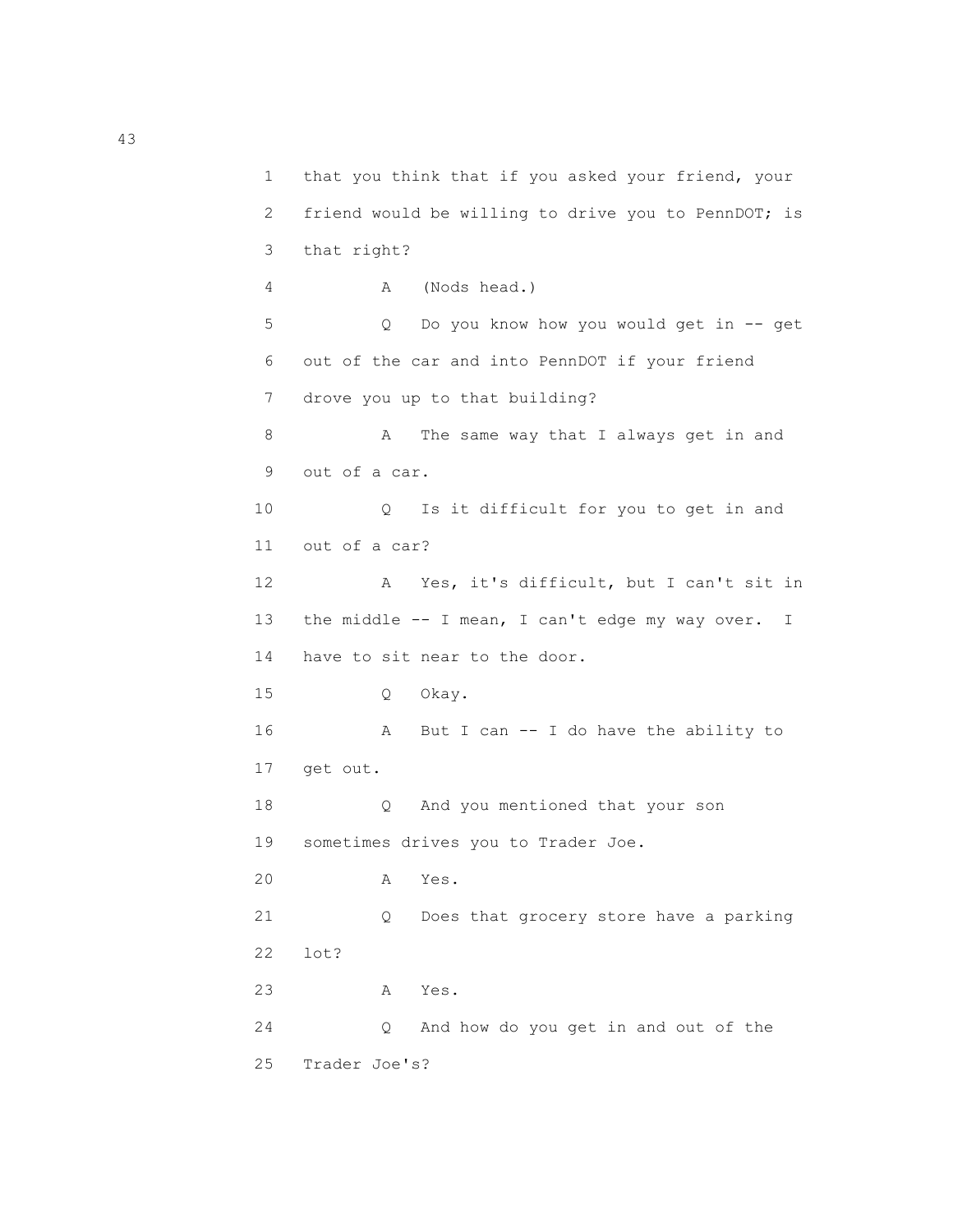1 that you think that if you asked your friend, your

2 friend would be willing to drive you to PennDOT; is

3 that right?

4 A (Nods head.)

5 Q Do you know how you would get in -- get

6 out of the car and into PennDOT if your friend

7 drove you up to that building?

8 A The same way that I always get in and

9 out of a car.

10 Q Is it difficult for you to get in and

11 out of a car?

12 A Yes, it's difficult, but I can't sit in

13 the middle -- I mean, I can't edge my way over. I

14 have to sit near to the door.

15 Q Okay.

16 A But I can -- I do have the ability to

17 get out.

18 Q And you mentioned that your son

19 sometimes drives you to Trader Joe.

20 A Yes.

21 Q Does that grocery store have a parking

22 lot?

23 A Yes.

24 Q And how do you get in and out of the

25 Trader Joe's?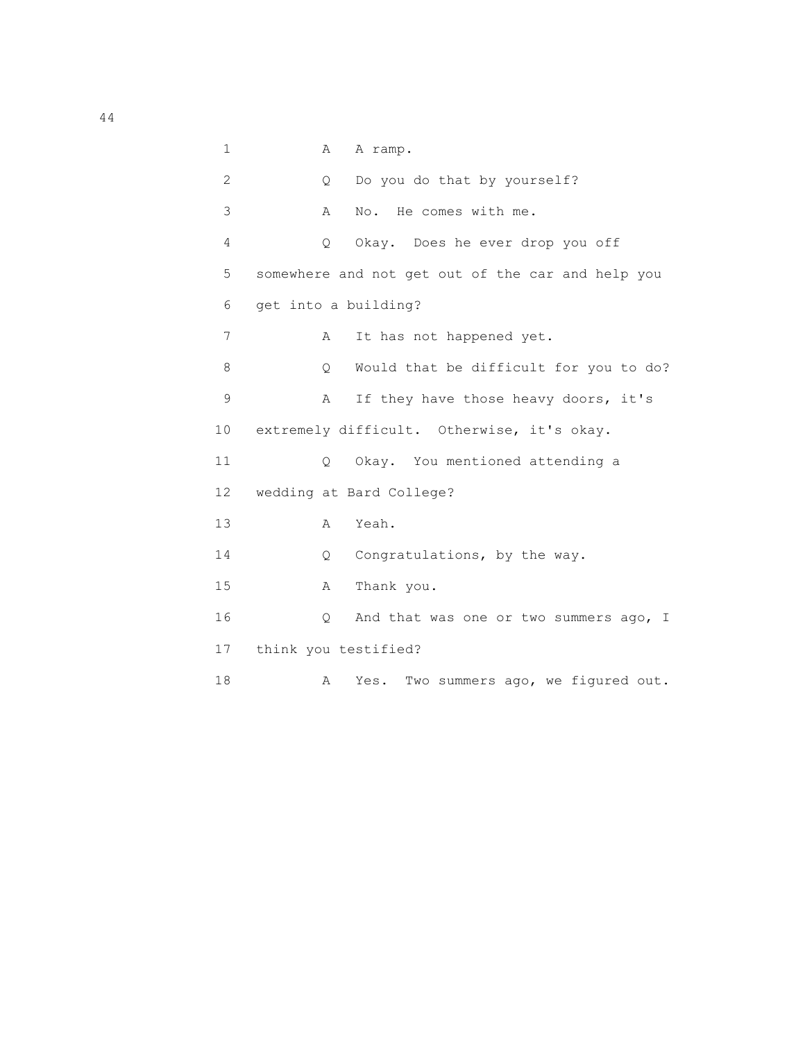1 A A ramp.

2 Q Do you do that by yourself?

3 A No. He comes with me.

4 Q Okay. Does he ever drop you off

5 somewhere and not get out of the car and help you

6 get into a building?

7 A It has not happened yet.

8 Q Would that be difficult for you to do?

9 A If they have those heavy doors, it's

10 extremely difficult. Otherwise, it's okay.

11 Q Okay. You mentioned attending a

12 wedding at Bard College?

13 A Yeah.

14 Q Congratulations, by the way.

15 A Thank you.

16 Q And that was one or two summers ago, I

17 think you testified?

18 A Yes. Two summers ago, we figured out.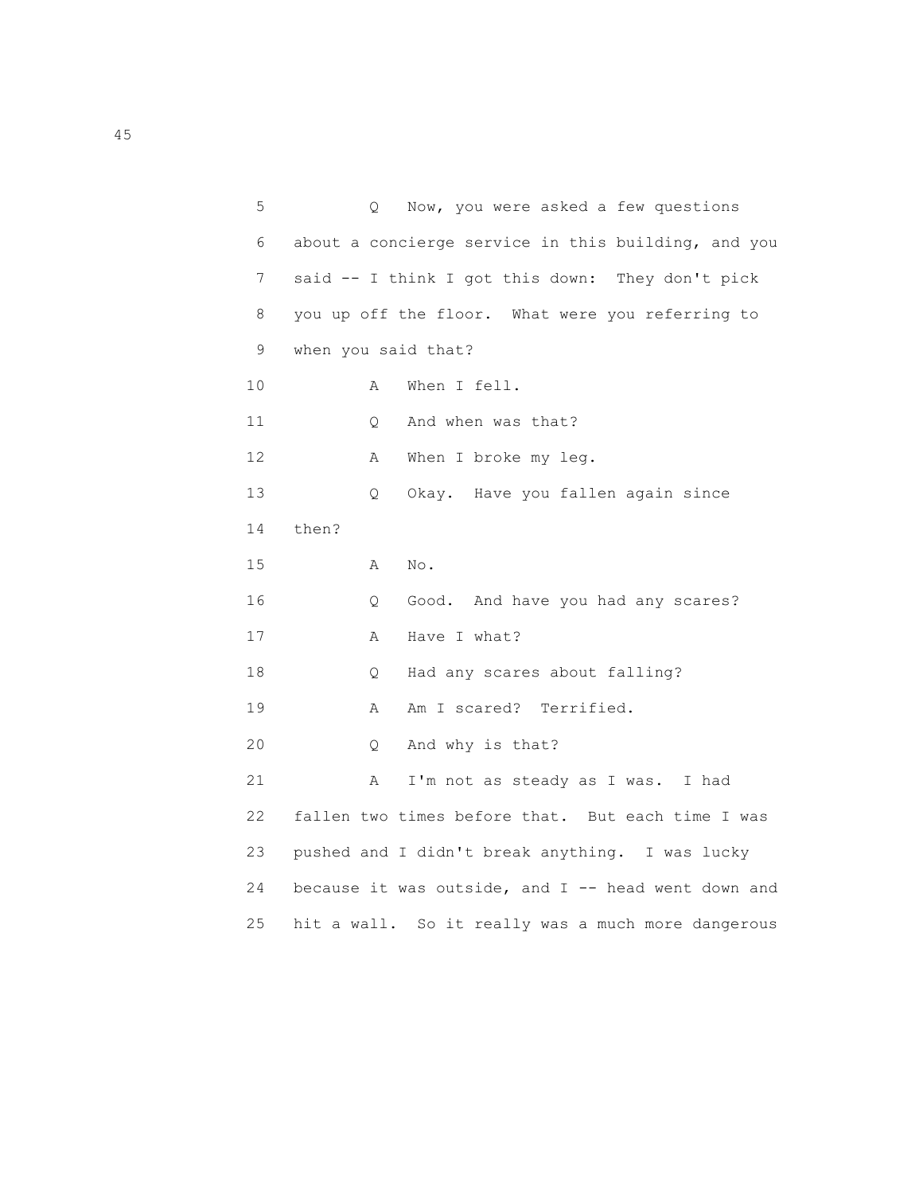5 Q Now, you were asked a few questions
6 about a concierge service in this building, and you
7 said -- I think I got this down: They don't pick
8 you up off the floor. What were you referring to
9 when you said that?
10 A When I fell.
11 Q And when was that?
12 A When I broke my leg.
13 Q Okay. Have you fallen again since
14 then?
15 A No.
16 Q Good. And have you had any scares?
17 A Have I what?
18 Q Had any scares about falling?
19 A Am I scared? Terrified.
20 Q And why is that?
21 A I'm not as steady as I was. I had
22 fallen two times before that. But each time I was
23 pushed and I didn't break anything. I was lucky
24 because it was outside, and I -- head went down and
25 hit a wall. So it really was a much more dangerous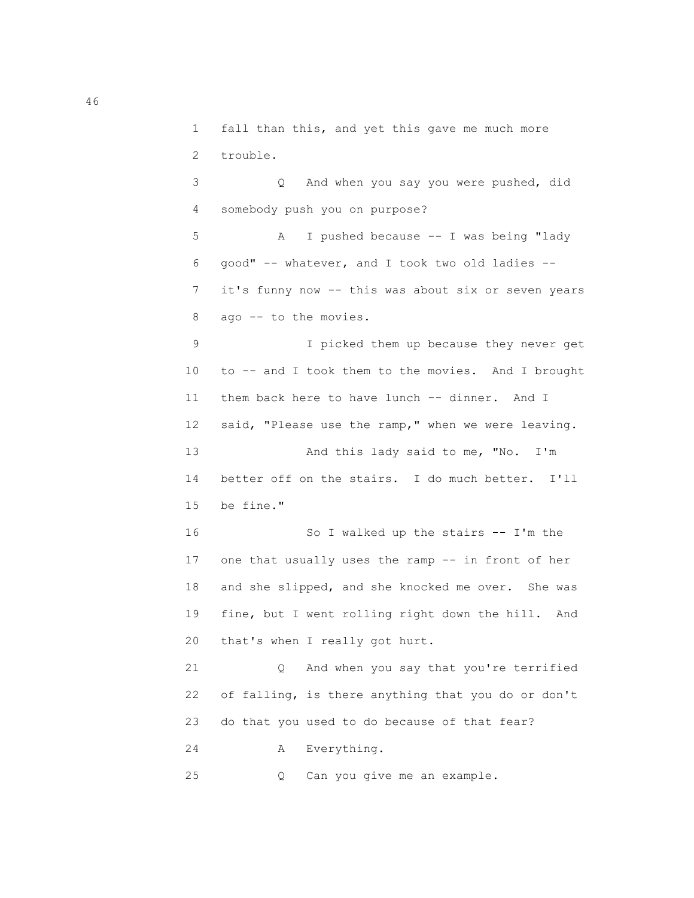1 fall than this, and yet this gave me much more
2 trouble.

3 Q And when you say you were pushed, did
4 somebody push you on purpose?

5 A I pushed because -- I was being "lady
6 good" -- whatever, and I took two old ladies --
7 it's funny now -- this was about six or seven years
8 ago -- to the movies.

9 I picked them up because they never get
10 to -- and I took them to the movies. And I brought
11 them back here to have lunch -- dinner. And I
12 said, "Please use the ramp," when we were leaving.

13 And this lady said to me, "No. I'm
14 better off on the stairs. I do much better. I'll
15 be fine."

16 So I walked up the stairs -- I'm the
17 one that usually uses the ramp -- in front of her
18 and she slipped, and she knocked me over. She was
19 fine, but I went rolling right down the hill. And
20 that's when I really got hurt.

21 Q And when you say that you're terrified
22 of falling, is there anything that you do or don't
23 do that you used to do because of that fear?

24 A Everything.

25 Q Can you give me an example.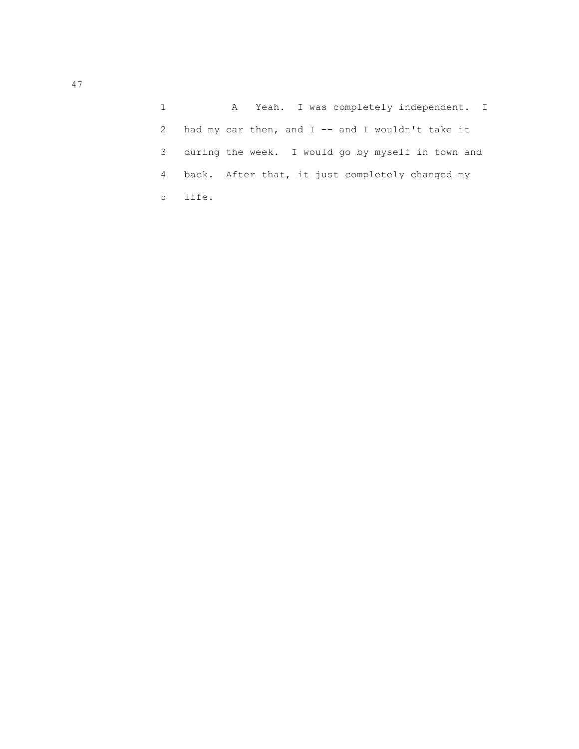1 A Yeah. I was completely independent. I
2 had my car then, and I -- and I wouldn't take it
3 during the week. I would go by myself in town and
4 back. After that, it just completely changed my
5 life.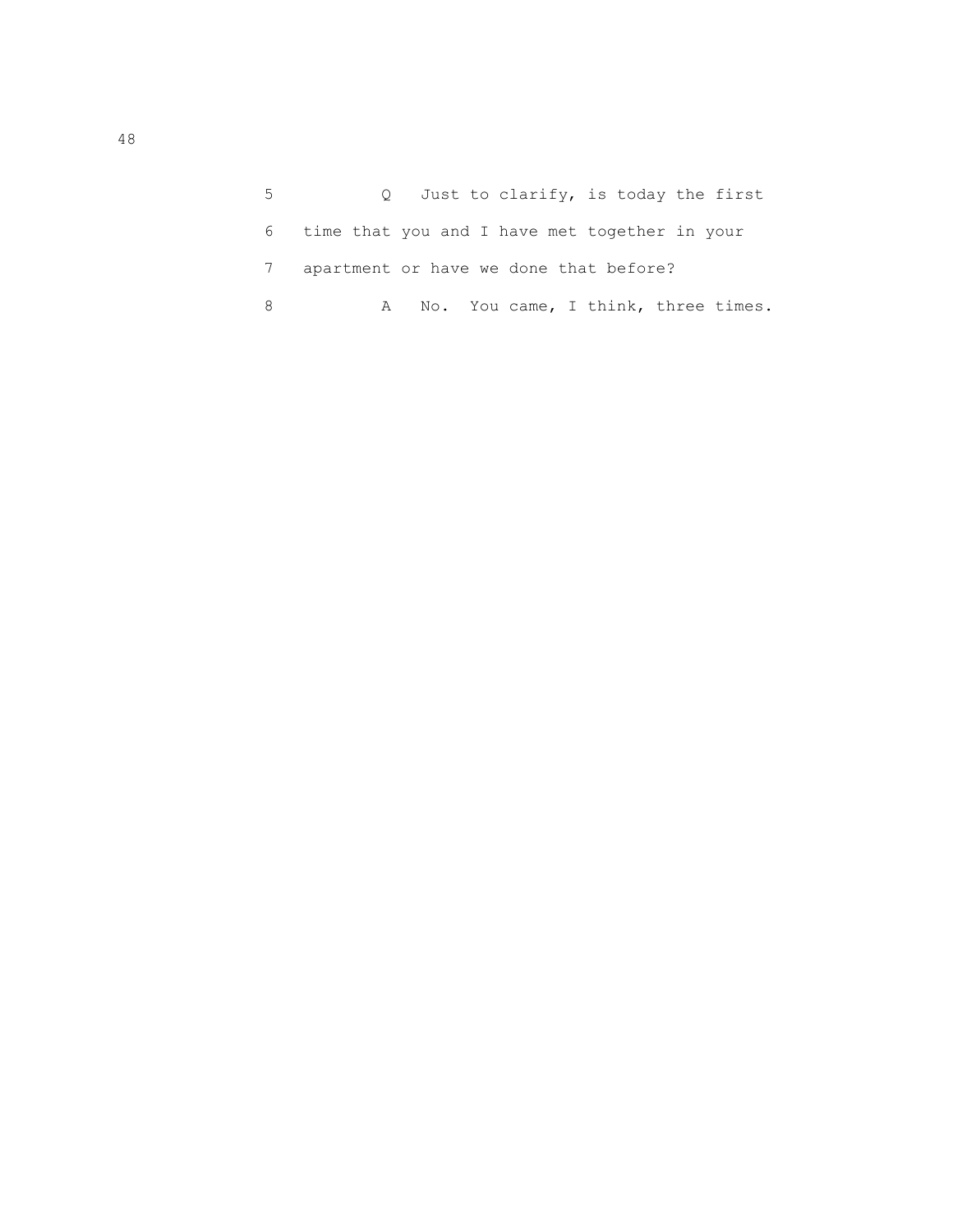5 Q Just to clarify, is today the first

6 time that you and I have met together in your

7 apartment or have we done that before?

8 A No. You came, I think, three times.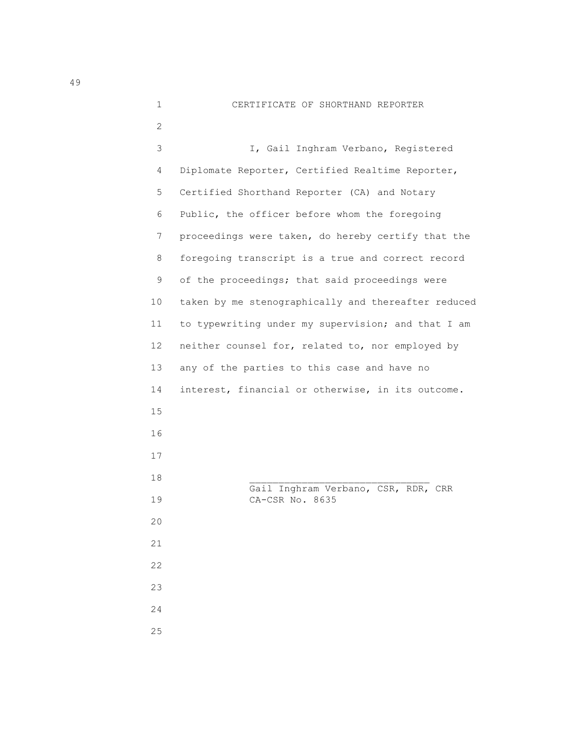# CERTIFICATE OF SHORTHAND REPORTER

I, Gail Inghram Verbano, Registered Diplomate Reporter, Certified Realtime Reporter, Certified Shorthand Reporter (CA) and Notary Public, the officer before whom the foregoing proceedings were taken, do hereby certify that the foregoing transcript is a true and correct record of the proceedings; that said proceedings were taken by me stenographically and thereafter reduced to typewriting under my supervision; and that I am neither counsel for, related to, nor employed by any of the parties to this case and have no interest, financial or otherwise, in its outcome.

_______________________________
Gail Inghram Verbano, CSR, RDR, CRR
CA-CSR No. 8635